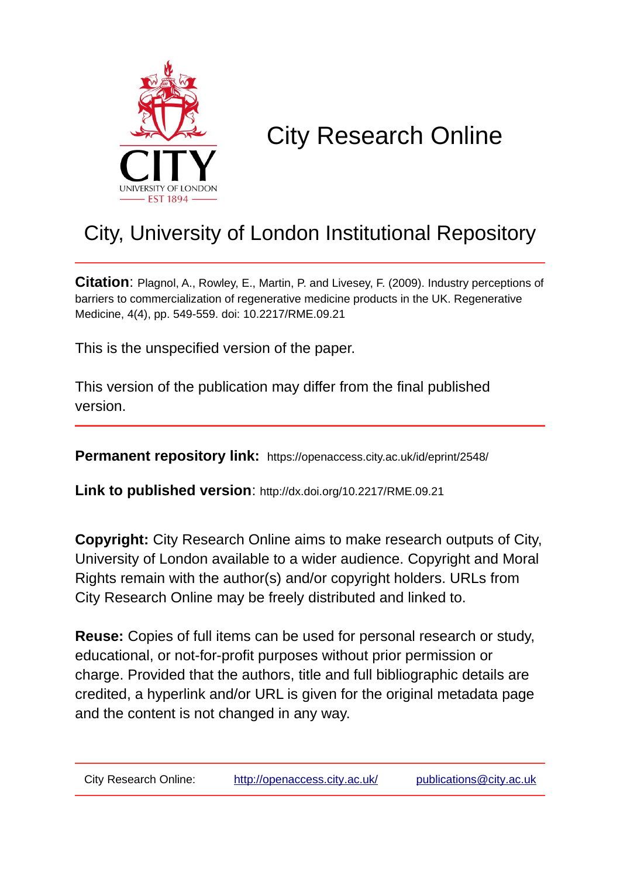# City Research Online

## City, University of London Institutional Repository

**Citation**: Plagnol, A., Rowley, E., Martin, P. and Livesey, F. (2009). Industry perceptions of barriers to commercialization of regenerative medicine products in the UK. Regenerative Medicine, 4(4), pp. 549-559. doi: 10.2217/RME.09.21

This is the unspecified version of the paper.

This version of the publication may differ from the final published version.

**Permanent repository link:** https://openaccess.city.ac.uk/id/eprint/2548/

**Link to published version**: http://dx.doi.org/10.2217/RME.09.21

**Copyright:** City Research Online aims to make research outputs of City, University of London available to a wider audience. Copyright and Moral Rights remain with the author(s) and/or copyright holders. URLs from City Research Online may be freely distributed and linked to.

**Reuse:** Copies of full items can be used for personal research or study, educational, or not-for-profit purposes without prior permission or charge. Provided that the authors, title and full bibliographic details are credited, a hyperlink and/or URL is given for the original metadata page and the content is not changed in any way.

City Research Online: http://openaccess.city.ac.uk/ publications@city.ac.uk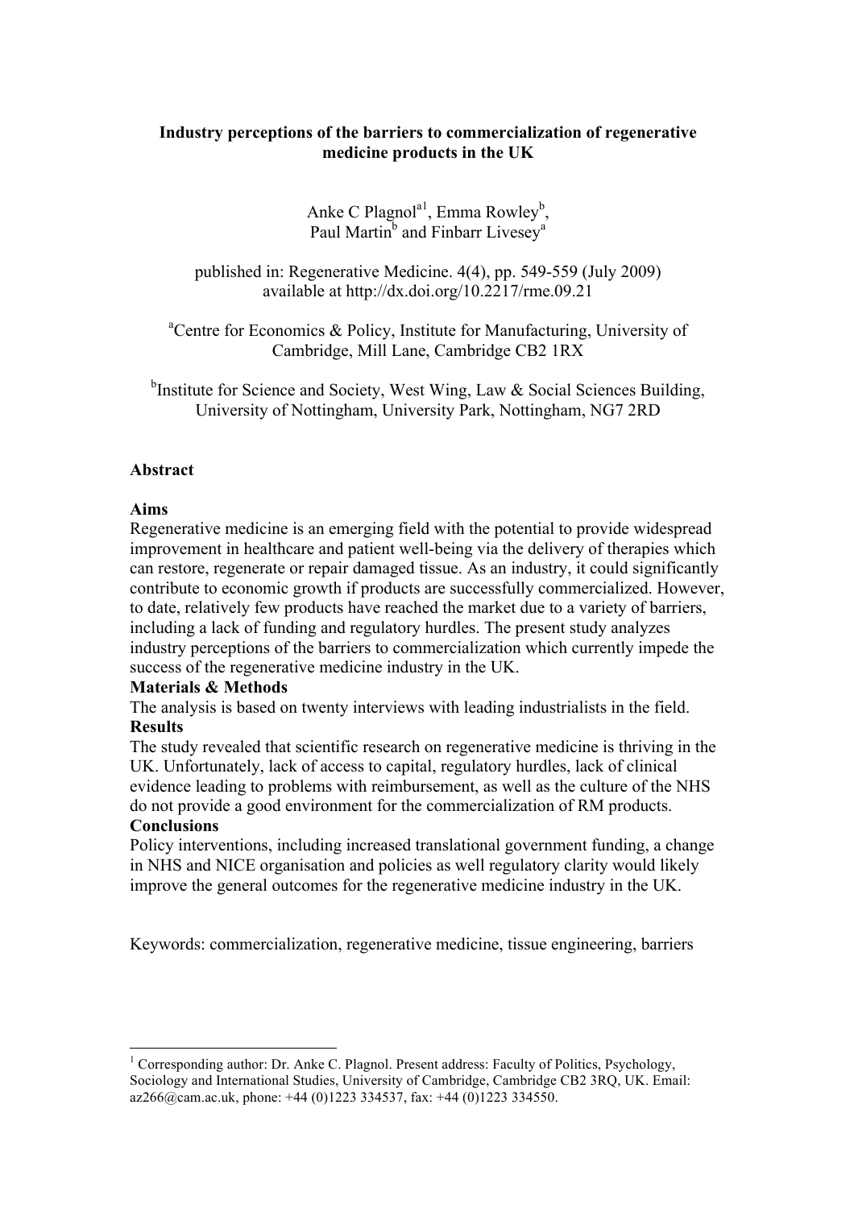**Industry perceptions of the barriers to commercialization of regenerative medicine products in the UK**

Anke C Plagnol[a1], Emma Rowley[b], Paul Martin[b] and Finbarr Livesey[a]

published in: Regenerative Medicine. 4(4), pp. 549-559 (July 2009)
available at http://dx.doi.org/10.2217/rme.09.21

[a]Centre for Economics & Policy, Institute for Manufacturing, University of Cambridge, Mill Lane, Cambridge CB2 1RX

[b]Institute for Science and Society, West Wing, Law & Social Sciences Building, University of Nottingham, University Park, Nottingham, NG7 2RD

## Abstract

**Aims**

Regenerative medicine is an emerging field with the potential to provide widespread improvement in healthcare and patient well-being via the delivery of therapies which can restore, regenerate or repair damaged tissue. As an industry, it could significantly contribute to economic growth if products are successfully commercialized. However, to date, relatively few products have reached the market due to a variety of barriers, including a lack of funding and regulatory hurdles. The present study analyzes industry perceptions of the barriers to commercialization which currently impede the success of the regenerative medicine industry in the UK.

**Materials & Methods**

The analysis is based on twenty interviews with leading industrialists in the field.

**Results**

The study revealed that scientific research on regenerative medicine is thriving in the UK. Unfortunately, lack of access to capital, regulatory hurdles, lack of clinical evidence leading to problems with reimbursement, as well as the culture of the NHS do not provide a good environment for the commercialization of RM products.

**Conclusions**

Policy interventions, including increased translational government funding, a change in NHS and NICE organisation and policies as well regulatory clarity would likely improve the general outcomes for the regenerative medicine industry in the UK.

Keywords: commercialization, regenerative medicine, tissue engineering, barriers

[1] Corresponding author: Dr. Anke C. Plagnol. Present address: Faculty of Politics, Psychology, Sociology and International Studies, University of Cambridge, Cambridge CB2 3RQ, UK. Email: az266@cam.ac.uk, phone: +44 (0)1223 334537, fax: +44 (0)1223 334550.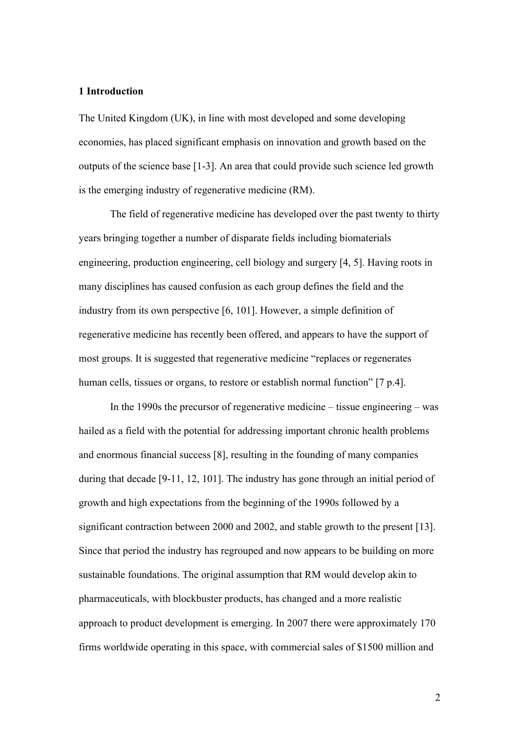## 1 Introduction

The United Kingdom (UK), in line with most developed and some developing economies, has placed significant emphasis on innovation and growth based on the outputs of the science base [1-3]. An area that could provide such science led growth is the emerging industry of regenerative medicine (RM).

The field of regenerative medicine has developed over the past twenty to thirty years bringing together a number of disparate fields including biomaterials engineering, production engineering, cell biology and surgery [4, 5]. Having roots in many disciplines has caused confusion as each group defines the field and the industry from its own perspective [6, 101]. However, a simple definition of regenerative medicine has recently been offered, and appears to have the support of most groups. It is suggested that regenerative medicine "replaces or regenerates human cells, tissues or organs, to restore or establish normal function" [7 p.4].

In the 1990s the precursor of regenerative medicine – tissue engineering – was hailed as a field with the potential for addressing important chronic health problems and enormous financial success [8], resulting in the founding of many companies during that decade [9-11, 12, 101]. The industry has gone through an initial period of growth and high expectations from the beginning of the 1990s followed by a significant contraction between 2000 and 2002, and stable growth to the present [13]. Since that period the industry has regrouped and now appears to be building on more sustainable foundations. The original assumption that RM would develop akin to pharmaceuticals, with blockbuster products, has changed and a more realistic approach to product development is emerging. In 2007 there were approximately 170 firms worldwide operating in this space, with commercial sales of $1500 million and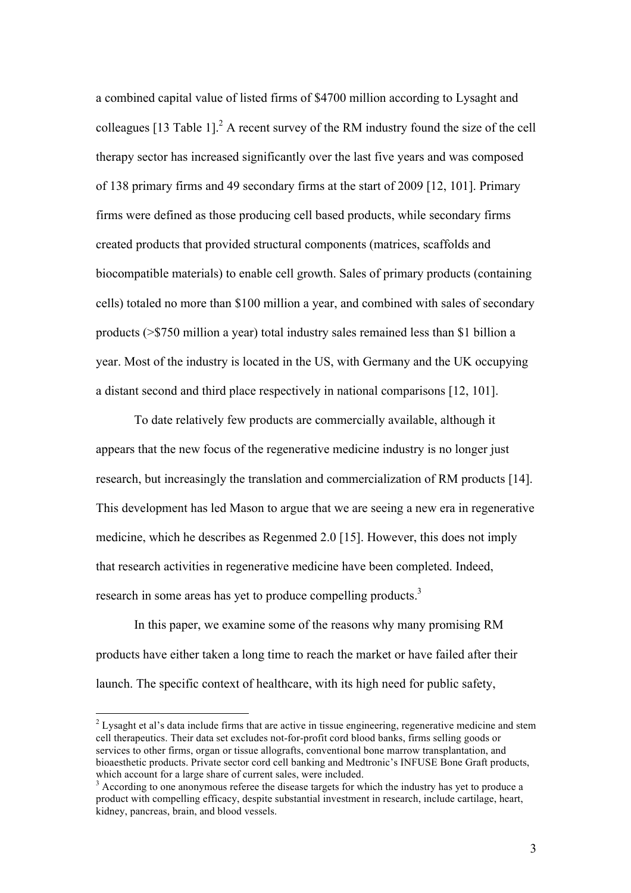a combined capital value of listed firms of $4700 million according to Lysaght and colleagues [13 Table 1].[2] A recent survey of the RM industry found the size of the cell therapy sector has increased significantly over the last five years and was composed of 138 primary firms and 49 secondary firms at the start of 2009 [12, 101]. Primary firms were defined as those producing cell based products, while secondary firms created products that provided structural components (matrices, scaffolds and biocompatible materials) to enable cell growth. Sales of primary products (containing cells) totaled no more than $100 million a year, and combined with sales of secondary products (>$750 million a year) total industry sales remained less than $1 billion a year. Most of the industry is located in the US, with Germany and the UK occupying a distant second and third place respectively in national comparisons [12, 101].

To date relatively few products are commercially available, although it appears that the new focus of the regenerative medicine industry is no longer just research, but increasingly the translation and commercialization of RM products [14]. This development has led Mason to argue that we are seeing a new era in regenerative medicine, which he describes as Regenmed 2.0 [15]. However, this does not imply that research activities in regenerative medicine have been completed. Indeed, research in some areas has yet to produce compelling products.[3]

In this paper, we examine some of the reasons why many promising RM products have either taken a long time to reach the market or have failed after their launch. The specific context of healthcare, with its high need for public safety,

---

[2] Lysaght et al's data include firms that are active in tissue engineering, regenerative medicine and stem cell therapeutics. Their data set excludes not-for-profit cord blood banks, firms selling goods or services to other firms, organ or tissue allografts, conventional bone marrow transplantation, and bioaesthetic products. Private sector cord cell banking and Medtronic's INFUSE Bone Graft products, which account for a large share of current sales, were included.

[3] According to one anonymous referee the disease targets for which the industry has yet to produce a product with compelling efficacy, despite substantial investment in research, include cartilage, heart, kidney, pancreas, brain, and blood vessels.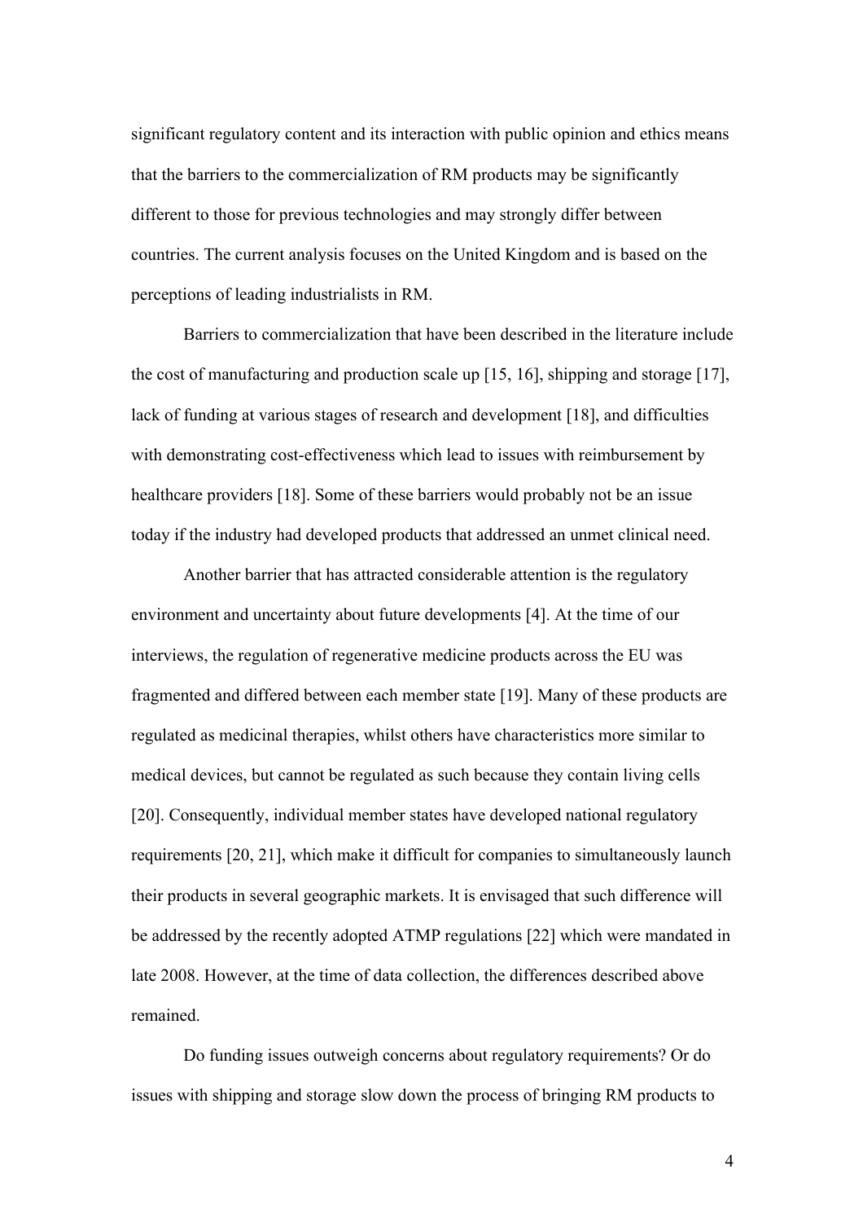significant regulatory content and its interaction with public opinion and ethics means that the barriers to the commercialization of RM products may be significantly different to those for previous technologies and may strongly differ between countries. The current analysis focuses on the United Kingdom and is based on the perceptions of leading industrialists in RM.

Barriers to commercialization that have been described in the literature include the cost of manufacturing and production scale up [15, 16], shipping and storage [17], lack of funding at various stages of research and development [18], and difficulties with demonstrating cost-effectiveness which lead to issues with reimbursement by healthcare providers [18]. Some of these barriers would probably not be an issue today if the industry had developed products that addressed an unmet clinical need.

Another barrier that has attracted considerable attention is the regulatory environment and uncertainty about future developments [4]. At the time of our interviews, the regulation of regenerative medicine products across the EU was fragmented and differed between each member state [19]. Many of these products are regulated as medicinal therapies, whilst others have characteristics more similar to medical devices, but cannot be regulated as such because they contain living cells [20]. Consequently, individual member states have developed national regulatory requirements [20, 21], which make it difficult for companies to simultaneously launch their products in several geographic markets. It is envisaged that such difference will be addressed by the recently adopted ATMP regulations [22] which were mandated in late 2008. However, at the time of data collection, the differences described above remained.

Do funding issues outweigh concerns about regulatory requirements? Or do issues with shipping and storage slow down the process of bringing RM products to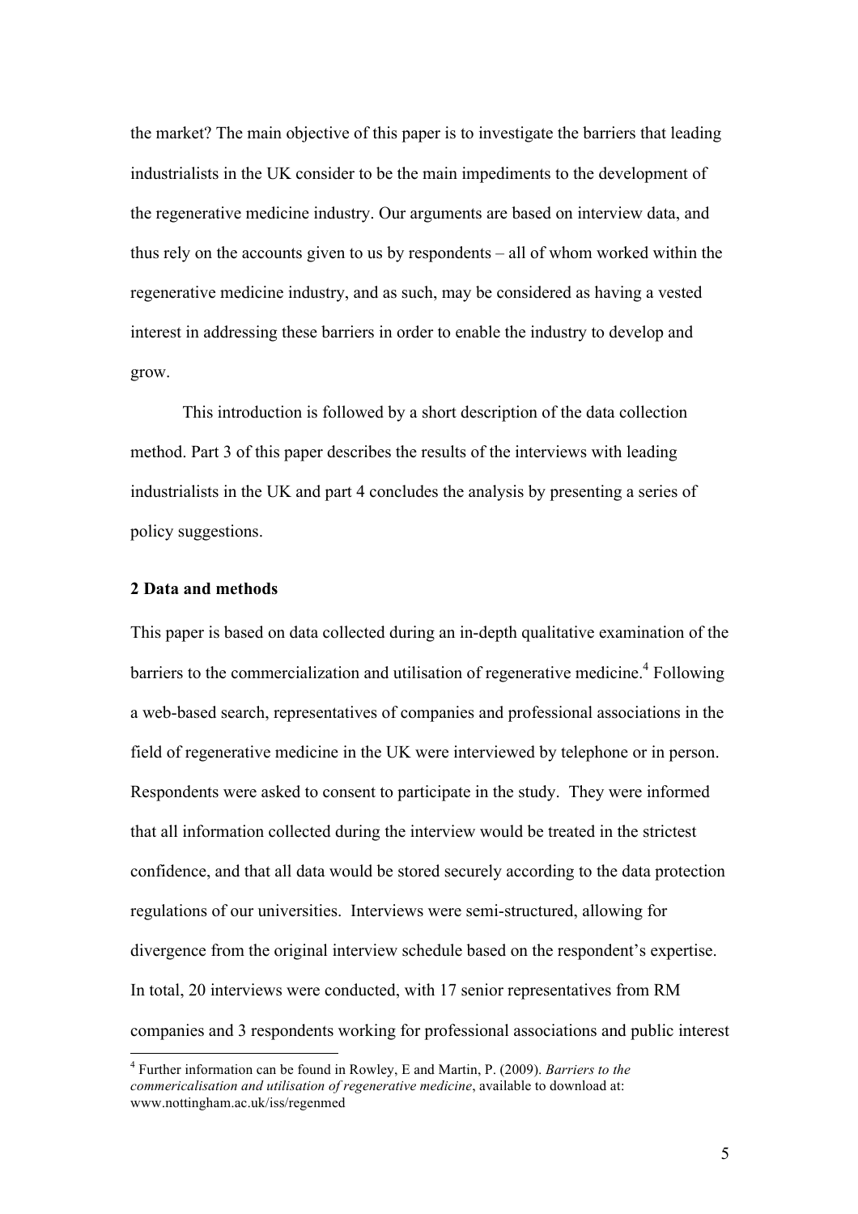the market? The main objective of this paper is to investigate the barriers that leading industrialists in the UK consider to be the main impediments to the development of the regenerative medicine industry. Our arguments are based on interview data, and thus rely on the accounts given to us by respondents – all of whom worked within the regenerative medicine industry, and as such, may be considered as having a vested interest in addressing these barriers in order to enable the industry to develop and grow.

This introduction is followed by a short description of the data collection method. Part 3 of this paper describes the results of the interviews with leading industrialists in the UK and part 4 concludes the analysis by presenting a series of policy suggestions.

## 2 Data and methods

This paper is based on data collected during an in-depth qualitative examination of the barriers to the commercialization and utilisation of regenerative medicine.[4] Following a web-based search, representatives of companies and professional associations in the field of regenerative medicine in the UK were interviewed by telephone or in person. Respondents were asked to consent to participate in the study. They were informed that all information collected during the interview would be treated in the strictest confidence, and that all data would be stored securely according to the data protection regulations of our universities. Interviews were semi-structured, allowing for divergence from the original interview schedule based on the respondent's expertise. In total, 20 interviews were conducted, with 17 senior representatives from RM companies and 3 respondents working for professional associations and public interest

[4] Further information can be found in Rowley, E and Martin, P. (2009). *Barriers to the commericalisation and utilisation of regenerative medicine*, available to download at: www.nottingham.ac.uk/iss/regenmed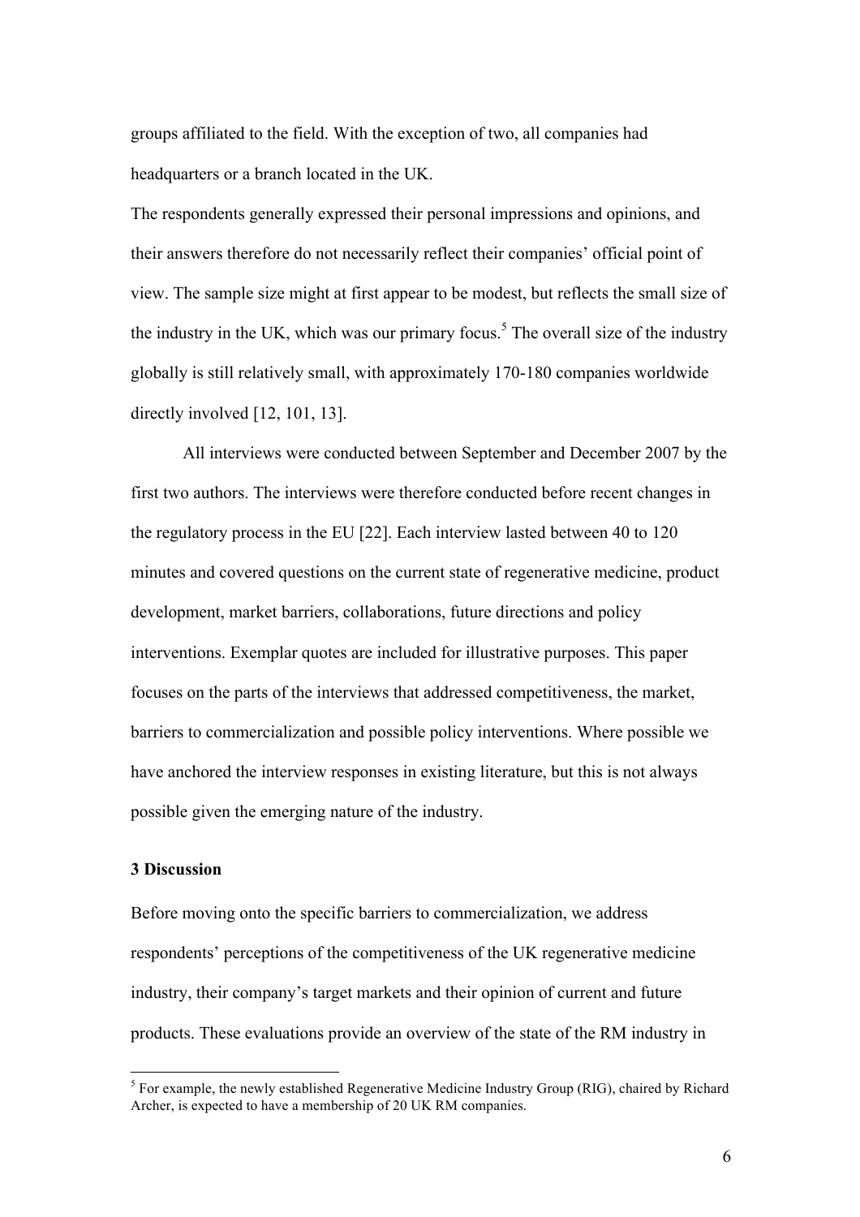groups affiliated to the field. With the exception of two, all companies had headquarters or a branch located in the UK.

The respondents generally expressed their personal impressions and opinions, and their answers therefore do not necessarily reflect their companies' official point of view. The sample size might at first appear to be modest, but reflects the small size of the industry in the UK, which was our primary focus.[5] The overall size of the industry globally is still relatively small, with approximately 170-180 companies worldwide directly involved [12, 101, 13].

All interviews were conducted between September and December 2007 by the first two authors. The interviews were therefore conducted before recent changes in the regulatory process in the EU [22]. Each interview lasted between 40 to 120 minutes and covered questions on the current state of regenerative medicine, product development, market barriers, collaborations, future directions and policy interventions. Exemplar quotes are included for illustrative purposes. This paper focuses on the parts of the interviews that addressed competitiveness, the market, barriers to commercialization and possible policy interventions. Where possible we have anchored the interview responses in existing literature, but this is not always possible given the emerging nature of the industry.

## 3 Discussion

Before moving onto the specific barriers to commercialization, we address respondents' perceptions of the competitiveness of the UK regenerative medicine industry, their company's target markets and their opinion of current and future products. These evaluations provide an overview of the state of the RM industry in

[5] For example, the newly established Regenerative Medicine Industry Group (RIG), chaired by Richard Archer, is expected to have a membership of 20 UK RM companies.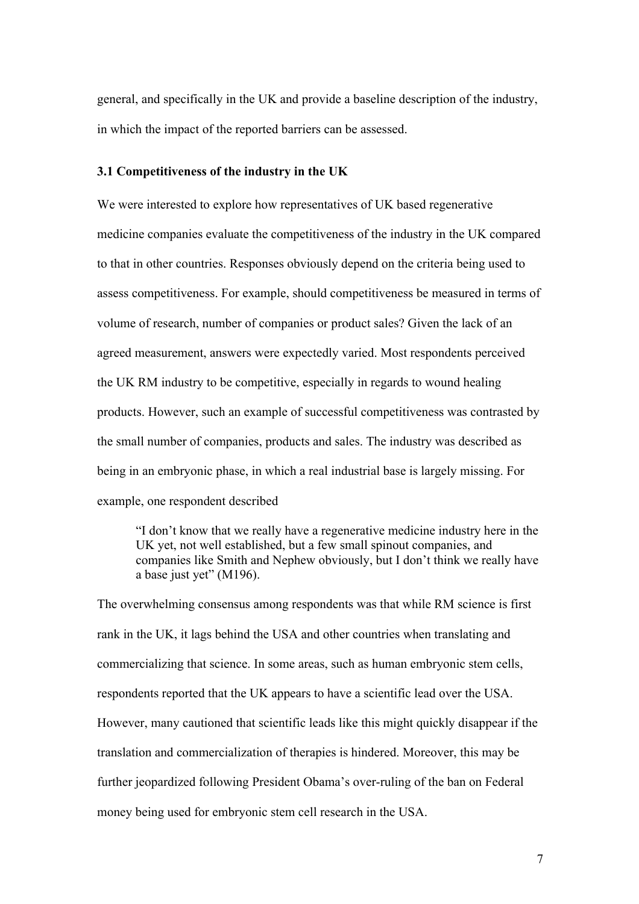general, and specifically in the UK and provide a baseline description of the industry, in which the impact of the reported barriers can be assessed.

### 3.1 Competitiveness of the industry in the UK

We were interested to explore how representatives of UK based regenerative medicine companies evaluate the competitiveness of the industry in the UK compared to that in other countries. Responses obviously depend on the criteria being used to assess competitiveness. For example, should competitiveness be measured in terms of volume of research, number of companies or product sales? Given the lack of an agreed measurement, answers were expectedly varied. Most respondents perceived the UK RM industry to be competitive, especially in regards to wound healing products. However, such an example of successful competitiveness was contrasted by the small number of companies, products and sales. The industry was described as being in an embryonic phase, in which a real industrial base is largely missing. For example, one respondent described

> "I don't know that we really have a regenerative medicine industry here in the UK yet, not well established, but a few small spinout companies, and companies like Smith and Nephew obviously, but I don't think we really have a base just yet" (M196).

The overwhelming consensus among respondents was that while RM science is first rank in the UK, it lags behind the USA and other countries when translating and commercializing that science. In some areas, such as human embryonic stem cells, respondents reported that the UK appears to have a scientific lead over the USA. However, many cautioned that scientific leads like this might quickly disappear if the translation and commercialization of therapies is hindered. Moreover, this may be further jeopardized following President Obama's over-ruling of the ban on Federal money being used for embryonic stem cell research in the USA.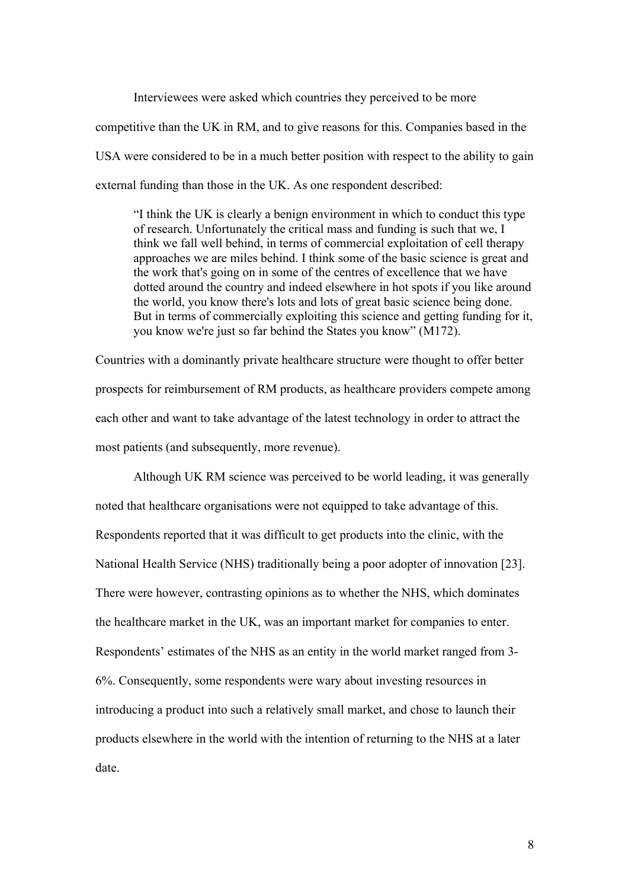Interviewees were asked which countries they perceived to be more competitive than the UK in RM, and to give reasons for this. Companies based in the USA were considered to be in a much better position with respect to the ability to gain external funding than those in the UK. As one respondent described:

> "I think the UK is clearly a benign environment in which to conduct this type of research. Unfortunately the critical mass and funding is such that we, I think we fall well behind, in terms of commercial exploitation of cell therapy approaches we are miles behind. I think some of the basic science is great and the work that's going on in some of the centres of excellence that we have dotted around the country and indeed elsewhere in hot spots if you like around the world, you know there's lots and lots of great basic science being done. But in terms of commercially exploiting this science and getting funding for it, you know we're just so far behind the States you know" (M172).

Countries with a dominantly private healthcare structure were thought to offer better prospects for reimbursement of RM products, as healthcare providers compete among each other and want to take advantage of the latest technology in order to attract the most patients (and subsequently, more revenue).

Although UK RM science was perceived to be world leading, it was generally noted that healthcare organisations were not equipped to take advantage of this. Respondents reported that it was difficult to get products into the clinic, with the National Health Service (NHS) traditionally being a poor adopter of innovation [23]. There were however, contrasting opinions as to whether the NHS, which dominates the healthcare market in the UK, was an important market for companies to enter. Respondents' estimates of the NHS as an entity in the world market ranged from 3-6%. Consequently, some respondents were wary about investing resources in introducing a product into such a relatively small market, and chose to launch their products elsewhere in the world with the intention of returning to the NHS at a later date.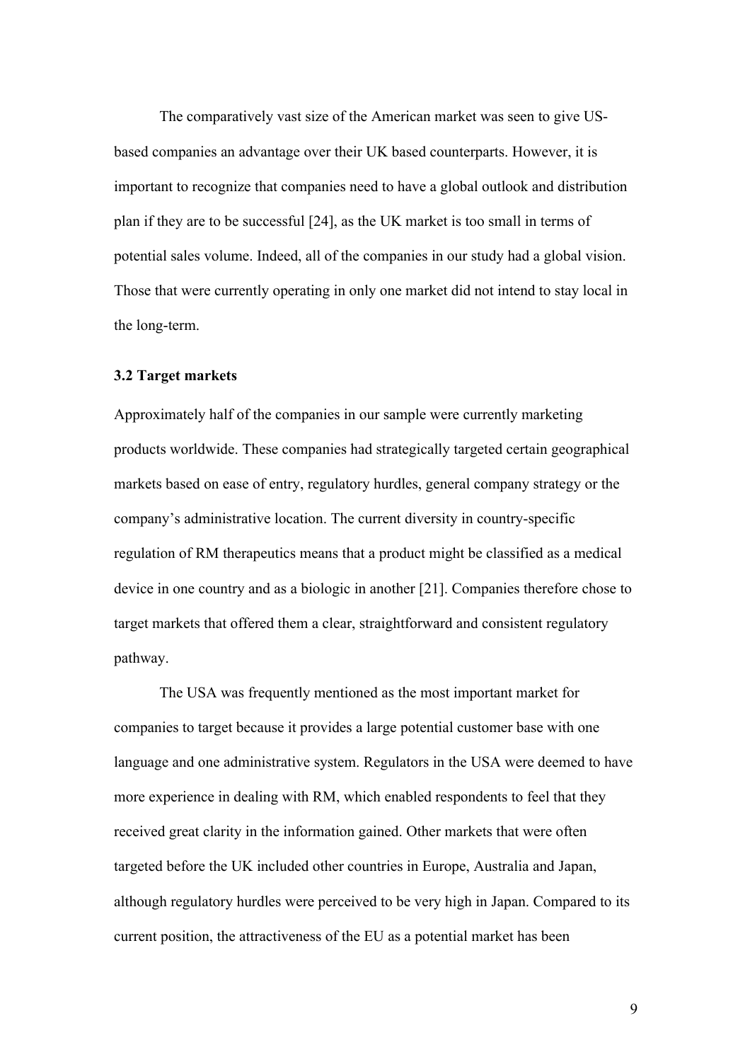The comparatively vast size of the American market was seen to give US-based companies an advantage over their UK based counterparts. However, it is important to recognize that companies need to have a global outlook and distribution plan if they are to be successful [24], as the UK market is too small in terms of potential sales volume. Indeed, all of the companies in our study had a global vision. Those that were currently operating in only one market did not intend to stay local in the long-term.

### 3.2 Target markets

Approximately half of the companies in our sample were currently marketing products worldwide. These companies had strategically targeted certain geographical markets based on ease of entry, regulatory hurdles, general company strategy or the company's administrative location. The current diversity in country-specific regulation of RM therapeutics means that a product might be classified as a medical device in one country and as a biologic in another [21]. Companies therefore chose to target markets that offered them a clear, straightforward and consistent regulatory pathway.

The USA was frequently mentioned as the most important market for companies to target because it provides a large potential customer base with one language and one administrative system. Regulators in the USA were deemed to have more experience in dealing with RM, which enabled respondents to feel that they received great clarity in the information gained. Other markets that were often targeted before the UK included other countries in Europe, Australia and Japan, although regulatory hurdles were perceived to be very high in Japan. Compared to its current position, the attractiveness of the EU as a potential market has been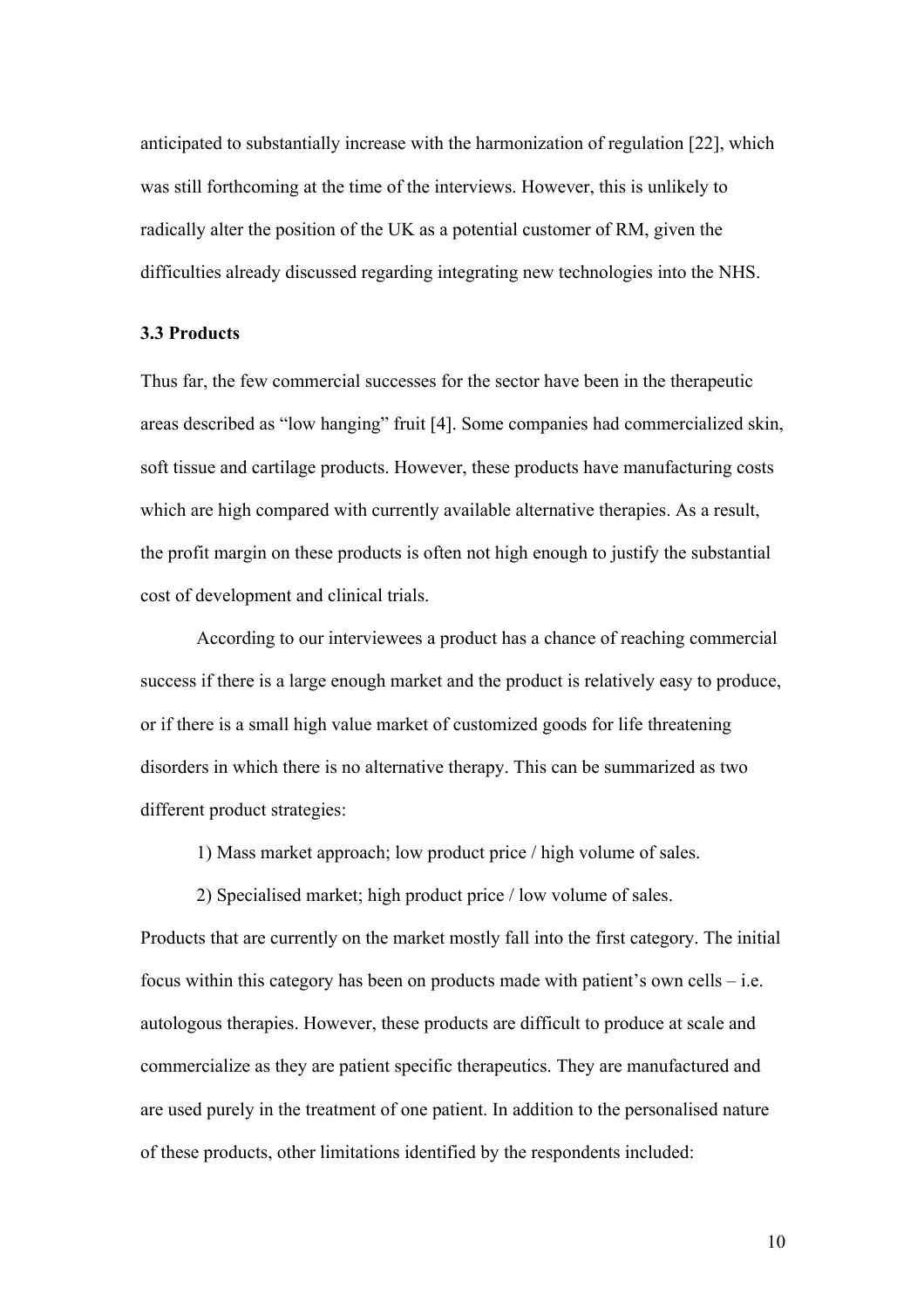anticipated to substantially increase with the harmonization of regulation [22], which was still forthcoming at the time of the interviews. However, this is unlikely to radically alter the position of the UK as a potential customer of RM, given the difficulties already discussed regarding integrating new technologies into the NHS.

### 3.3 Products

Thus far, the few commercial successes for the sector have been in the therapeutic areas described as "low hanging" fruit [4]. Some companies had commercialized skin, soft tissue and cartilage products. However, these products have manufacturing costs which are high compared with currently available alternative therapies. As a result, the profit margin on these products is often not high enough to justify the substantial cost of development and clinical trials.

According to our interviewees a product has a chance of reaching commercial success if there is a large enough market and the product is relatively easy to produce, or if there is a small high value market of customized goods for life threatening disorders in which there is no alternative therapy. This can be summarized as two different product strategies:

1) Mass market approach; low product price / high volume of sales.

2) Specialised market; high product price / low volume of sales.

Products that are currently on the market mostly fall into the first category. The initial focus within this category has been on products made with patient's own cells – i.e. autologous therapies. However, these products are difficult to produce at scale and commercialize as they are patient specific therapeutics. They are manufactured and are used purely in the treatment of one patient. In addition to the personalised nature of these products, other limitations identified by the respondents included: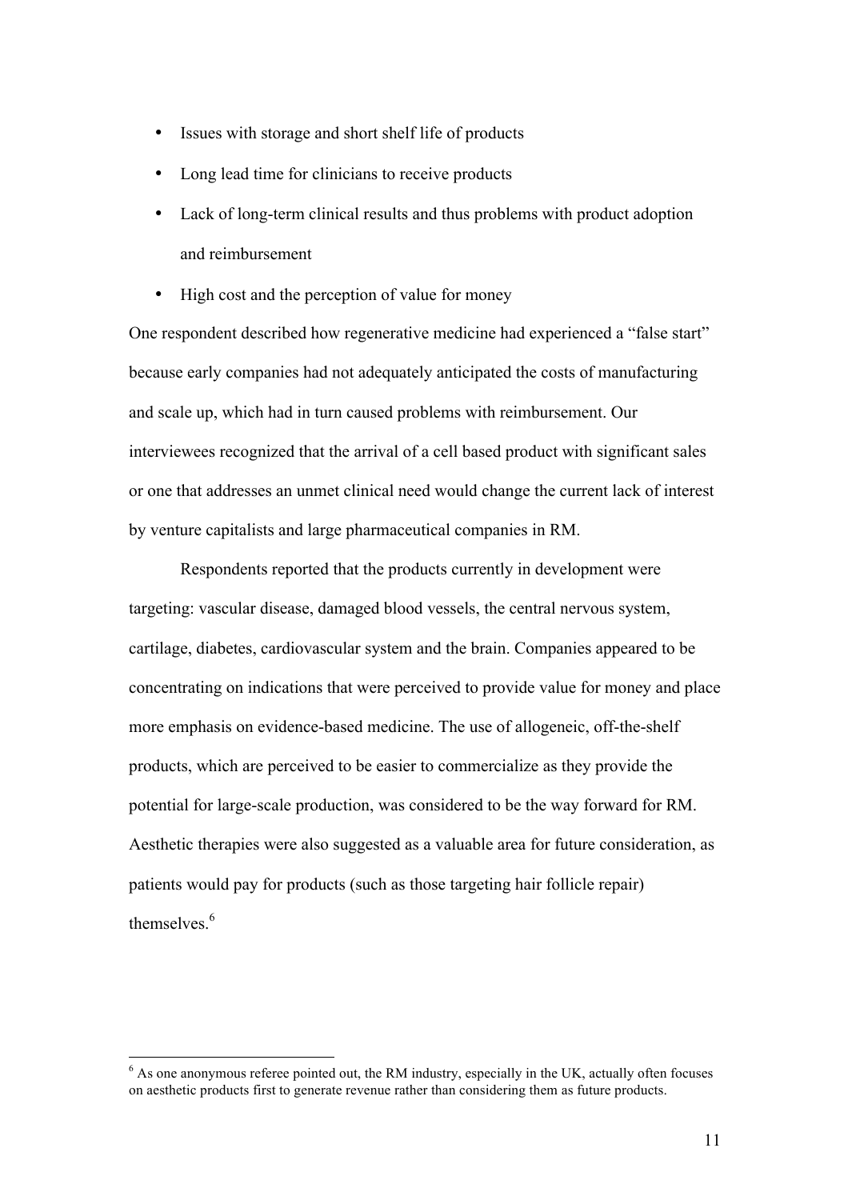- Issues with storage and short shelf life of products
- Long lead time for clinicians to receive products
- Lack of long-term clinical results and thus problems with product adoption and reimbursement
- High cost and the perception of value for money

One respondent described how regenerative medicine had experienced a "false start" because early companies had not adequately anticipated the costs of manufacturing and scale up, which had in turn caused problems with reimbursement. Our interviewees recognized that the arrival of a cell based product with significant sales or one that addresses an unmet clinical need would change the current lack of interest by venture capitalists and large pharmaceutical companies in RM.

Respondents reported that the products currently in development were targeting: vascular disease, damaged blood vessels, the central nervous system, cartilage, diabetes, cardiovascular system and the brain. Companies appeared to be concentrating on indications that were perceived to provide value for money and place more emphasis on evidence-based medicine. The use of allogeneic, off-the-shelf products, which are perceived to be easier to commercialize as they provide the potential for large-scale production, was considered to be the way forward for RM. Aesthetic therapies were also suggested as a valuable area for future consideration, as patients would pay for products (such as those targeting hair follicle repair) themselves.[6]

[6] As one anonymous referee pointed out, the RM industry, especially in the UK, actually often focuses on aesthetic products first to generate revenue rather than considering them as future products.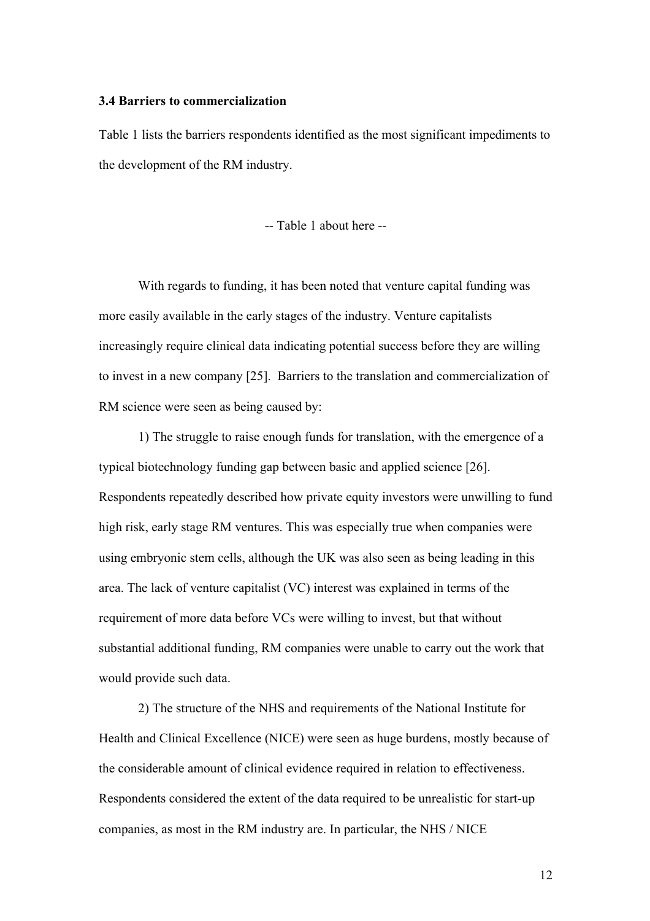### 3.4 Barriers to commercialization

Table 1 lists the barriers respondents identified as the most significant impediments to the development of the RM industry.

-- Table 1 about here --

With regards to funding, it has been noted that venture capital funding was more easily available in the early stages of the industry. Venture capitalists increasingly require clinical data indicating potential success before they are willing to invest in a new company [25]. Barriers to the translation and commercialization of RM science were seen as being caused by:

1) The struggle to raise enough funds for translation, with the emergence of a typical biotechnology funding gap between basic and applied science [26]. Respondents repeatedly described how private equity investors were unwilling to fund high risk, early stage RM ventures. This was especially true when companies were using embryonic stem cells, although the UK was also seen as being leading in this area. The lack of venture capitalist (VC) interest was explained in terms of the requirement of more data before VCs were willing to invest, but that without substantial additional funding, RM companies were unable to carry out the work that would provide such data.

2) The structure of the NHS and requirements of the National Institute for Health and Clinical Excellence (NICE) were seen as huge burdens, mostly because of the considerable amount of clinical evidence required in relation to effectiveness. Respondents considered the extent of the data required to be unrealistic for start-up companies, as most in the RM industry are. In particular, the NHS / NICE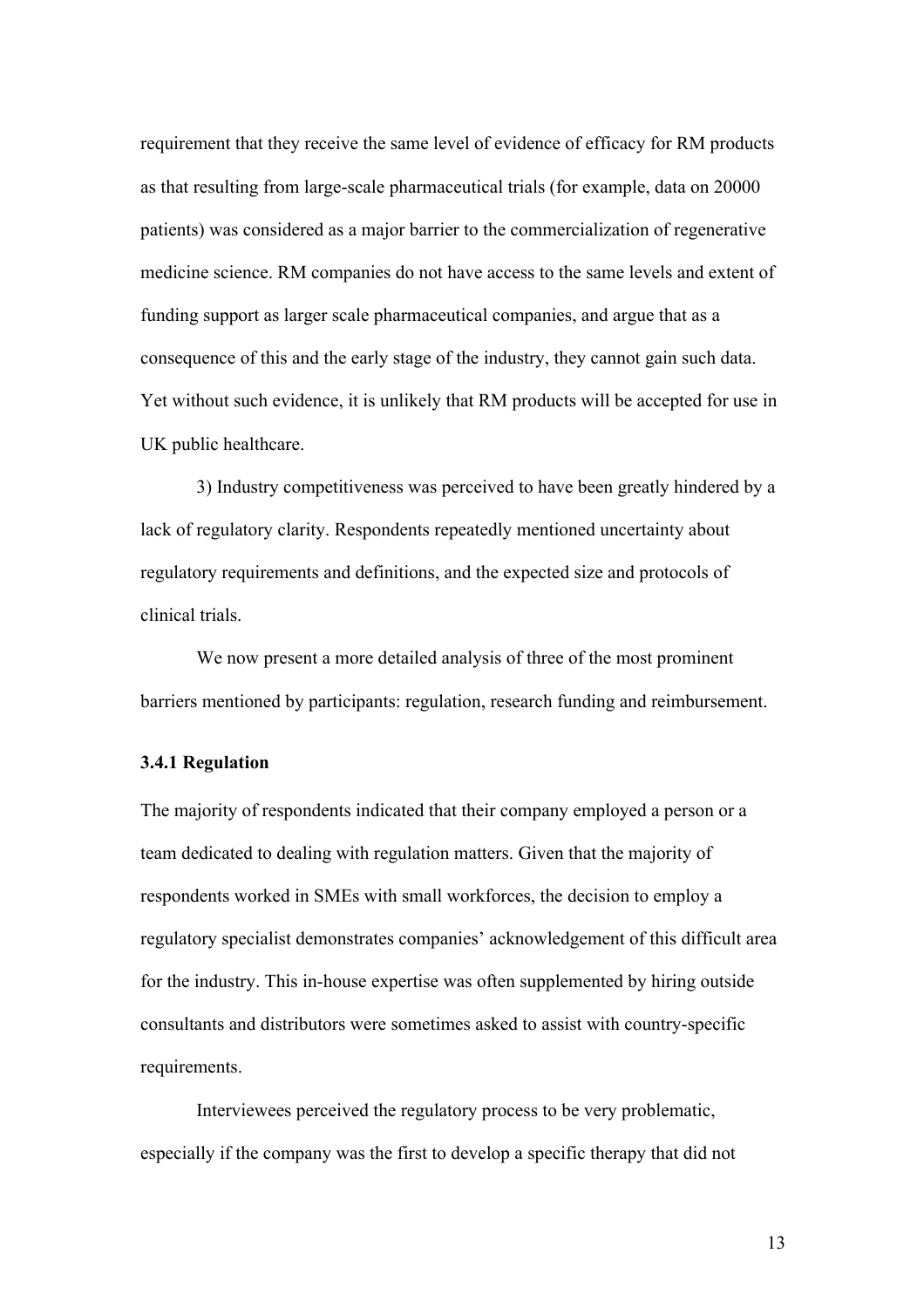requirement that they receive the same level of evidence of efficacy for RM products as that resulting from large-scale pharmaceutical trials (for example, data on 20000 patients) was considered as a major barrier to the commercialization of regenerative medicine science. RM companies do not have access to the same levels and extent of funding support as larger scale pharmaceutical companies, and argue that as a consequence of this and the early stage of the industry, they cannot gain such data. Yet without such evidence, it is unlikely that RM products will be accepted for use in UK public healthcare.

3) Industry competitiveness was perceived to have been greatly hindered by a lack of regulatory clarity. Respondents repeatedly mentioned uncertainty about regulatory requirements and definitions, and the expected size and protocols of clinical trials.

We now present a more detailed analysis of three of the most prominent barriers mentioned by participants: regulation, research funding and reimbursement.

### 3.4.1 Regulation

The majority of respondents indicated that their company employed a person or a team dedicated to dealing with regulation matters. Given that the majority of respondents worked in SMEs with small workforces, the decision to employ a regulatory specialist demonstrates companies' acknowledgement of this difficult area for the industry. This in-house expertise was often supplemented by hiring outside consultants and distributors were sometimes asked to assist with country-specific requirements.

Interviewees perceived the regulatory process to be very problematic, especially if the company was the first to develop a specific therapy that did not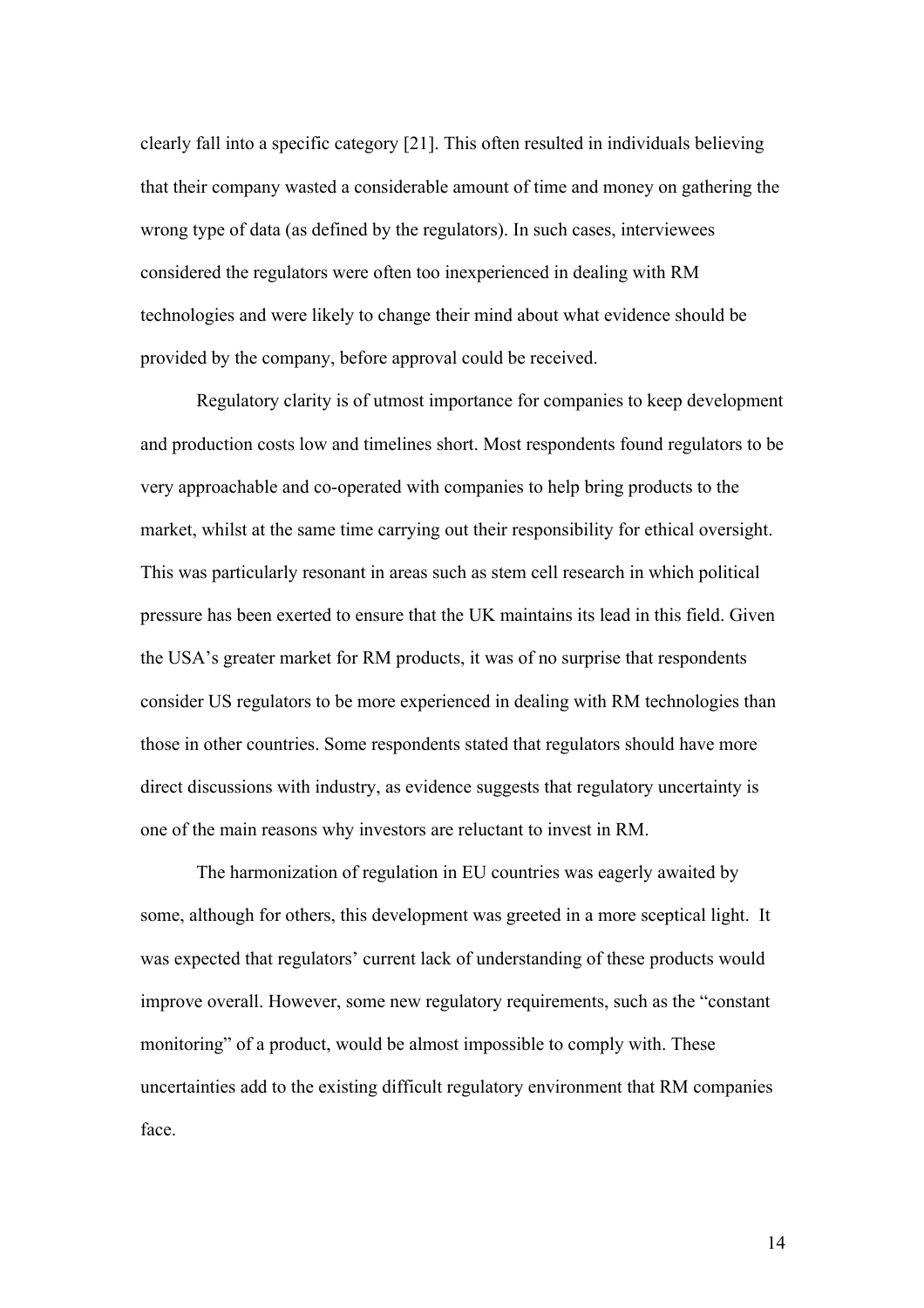clearly fall into a specific category [21]. This often resulted in individuals believing that their company wasted a considerable amount of time and money on gathering the wrong type of data (as defined by the regulators). In such cases, interviewees considered the regulators were often too inexperienced in dealing with RM technologies and were likely to change their mind about what evidence should be provided by the company, before approval could be received.

Regulatory clarity is of utmost importance for companies to keep development and production costs low and timelines short. Most respondents found regulators to be very approachable and co-operated with companies to help bring products to the market, whilst at the same time carrying out their responsibility for ethical oversight. This was particularly resonant in areas such as stem cell research in which political pressure has been exerted to ensure that the UK maintains its lead in this field. Given the USA's greater market for RM products, it was of no surprise that respondents consider US regulators to be more experienced in dealing with RM technologies than those in other countries. Some respondents stated that regulators should have more direct discussions with industry, as evidence suggests that regulatory uncertainty is one of the main reasons why investors are reluctant to invest in RM.

The harmonization of regulation in EU countries was eagerly awaited by some, although for others, this development was greeted in a more sceptical light. It was expected that regulators' current lack of understanding of these products would improve overall. However, some new regulatory requirements, such as the "constant monitoring" of a product, would be almost impossible to comply with. These uncertainties add to the existing difficult regulatory environment that RM companies face.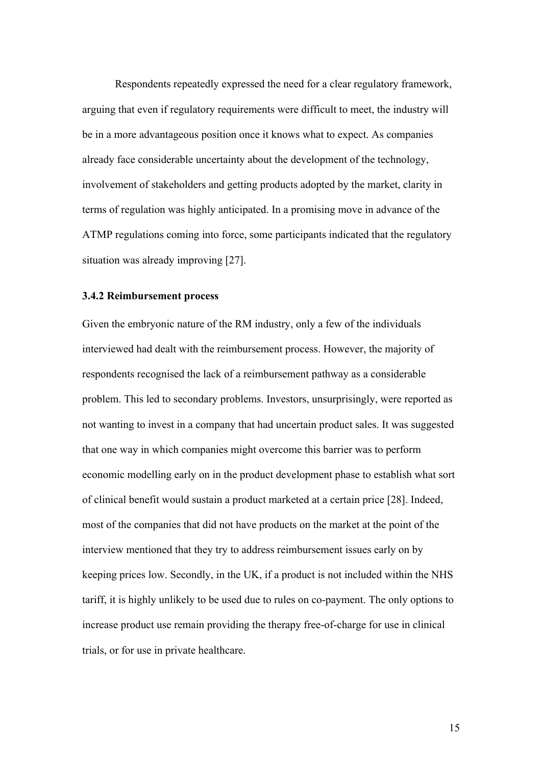Respondents repeatedly expressed the need for a clear regulatory framework, arguing that even if regulatory requirements were difficult to meet, the industry will be in a more advantageous position once it knows what to expect. As companies already face considerable uncertainty about the development of the technology, involvement of stakeholders and getting products adopted by the market, clarity in terms of regulation was highly anticipated. In a promising move in advance of the ATMP regulations coming into force, some participants indicated that the regulatory situation was already improving [27].

### 3.4.2 Reimbursement process

Given the embryonic nature of the RM industry, only a few of the individuals interviewed had dealt with the reimbursement process. However, the majority of respondents recognised the lack of a reimbursement pathway as a considerable problem. This led to secondary problems. Investors, unsurprisingly, were reported as not wanting to invest in a company that had uncertain product sales. It was suggested that one way in which companies might overcome this barrier was to perform economic modelling early on in the product development phase to establish what sort of clinical benefit would sustain a product marketed at a certain price [28]. Indeed, most of the companies that did not have products on the market at the point of the interview mentioned that they try to address reimbursement issues early on by keeping prices low. Secondly, in the UK, if a product is not included within the NHS tariff, it is highly unlikely to be used due to rules on co-payment. The only options to increase product use remain providing the therapy free-of-charge for use in clinical trials, or for use in private healthcare.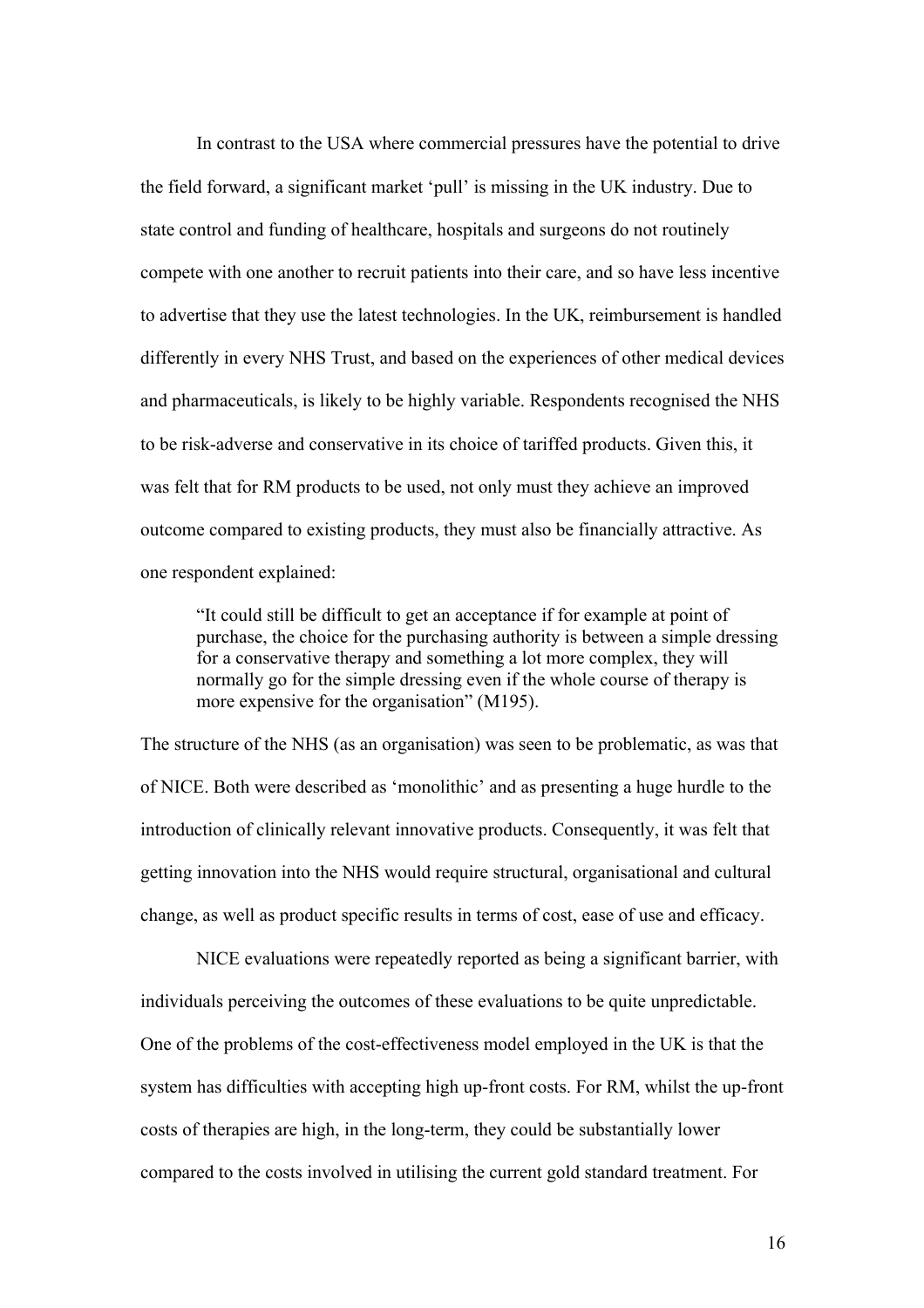In contrast to the USA where commercial pressures have the potential to drive the field forward, a significant market 'pull' is missing in the UK industry. Due to state control and funding of healthcare, hospitals and surgeons do not routinely compete with one another to recruit patients into their care, and so have less incentive to advertise that they use the latest technologies. In the UK, reimbursement is handled differently in every NHS Trust, and based on the experiences of other medical devices and pharmaceuticals, is likely to be highly variable. Respondents recognised the NHS to be risk-adverse and conservative in its choice of tariffed products. Given this, it was felt that for RM products to be used, not only must they achieve an improved outcome compared to existing products, they must also be financially attractive. As one respondent explained:

> "It could still be difficult to get an acceptance if for example at point of purchase, the choice for the purchasing authority is between a simple dressing for a conservative therapy and something a lot more complex, they will normally go for the simple dressing even if the whole course of therapy is more expensive for the organisation" (M195).

The structure of the NHS (as an organisation) was seen to be problematic, as was that of NICE. Both were described as 'monolithic' and as presenting a huge hurdle to the introduction of clinically relevant innovative products. Consequently, it was felt that getting innovation into the NHS would require structural, organisational and cultural change, as well as product specific results in terms of cost, ease of use and efficacy.

NICE evaluations were repeatedly reported as being a significant barrier, with individuals perceiving the outcomes of these evaluations to be quite unpredictable. One of the problems of the cost-effectiveness model employed in the UK is that the system has difficulties with accepting high up-front costs. For RM, whilst the up-front costs of therapies are high, in the long-term, they could be substantially lower compared to the costs involved in utilising the current gold standard treatment. For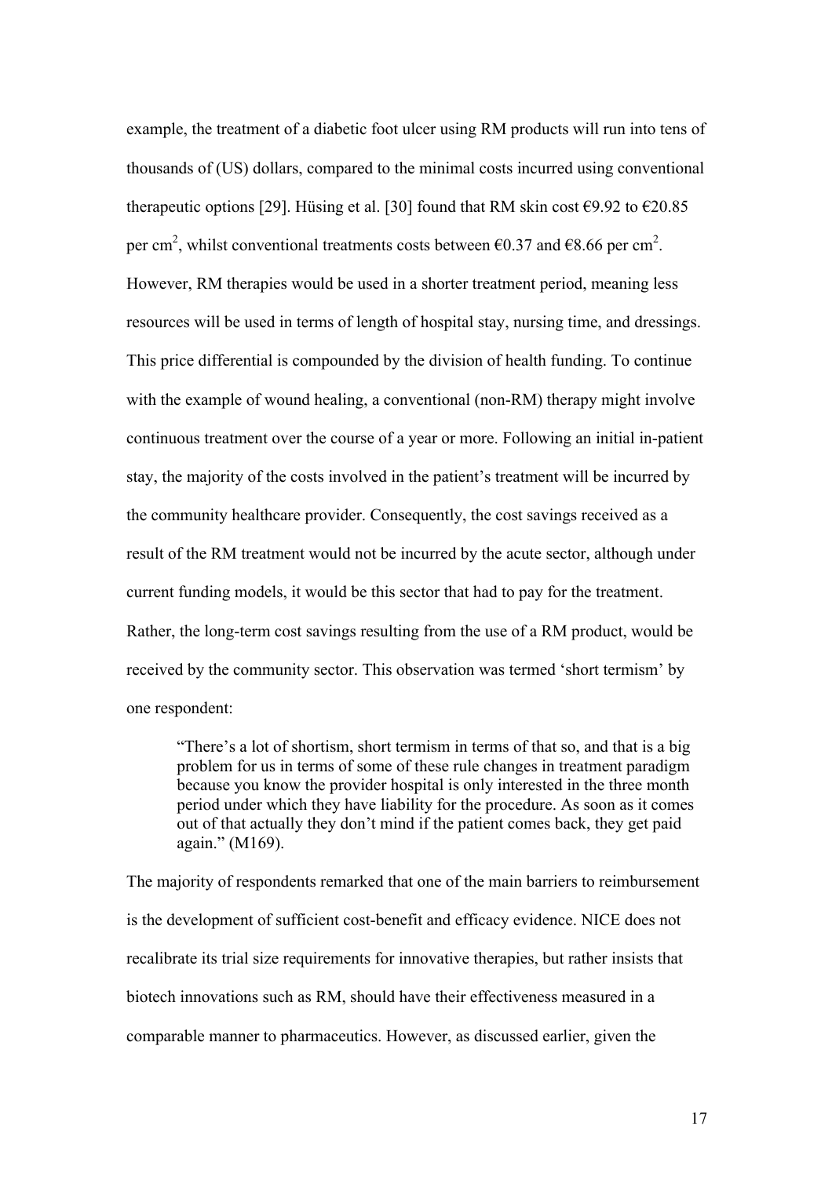example, the treatment of a diabetic foot ulcer using RM products will run into tens of thousands of (US) dollars, compared to the minimal costs incurred using conventional therapeutic options [29]. Hüsing et al. [30] found that RM skin cost €9.92 to €20.85 per $cm^2$, whilst conventional treatments costs between €0.37 and €8.66 per $cm^2$. However, RM therapies would be used in a shorter treatment period, meaning less resources will be used in terms of length of hospital stay, nursing time, and dressings. This price differential is compounded by the division of health funding. To continue with the example of wound healing, a conventional (non-RM) therapy might involve continuous treatment over the course of a year or more. Following an initial in-patient stay, the majority of the costs involved in the patient's treatment will be incurred by the community healthcare provider. Consequently, the cost savings received as a result of the RM treatment would not be incurred by the acute sector, although under current funding models, it would be this sector that had to pay for the treatment. Rather, the long-term cost savings resulting from the use of a RM product, would be received by the community sector. This observation was termed 'short termism' by one respondent:

> "There's a lot of shortism, short termism in terms of that so, and that is a big problem for us in terms of some of these rule changes in treatment paradigm because you know the provider hospital is only interested in the three month period under which they have liability for the procedure. As soon as it comes out of that actually they don't mind if the patient comes back, they get paid again." (M169).

The majority of respondents remarked that one of the main barriers to reimbursement is the development of sufficient cost-benefit and efficacy evidence. NICE does not recalibrate its trial size requirements for innovative therapies, but rather insists that biotech innovations such as RM, should have their effectiveness measured in a comparable manner to pharmaceutics. However, as discussed earlier, given the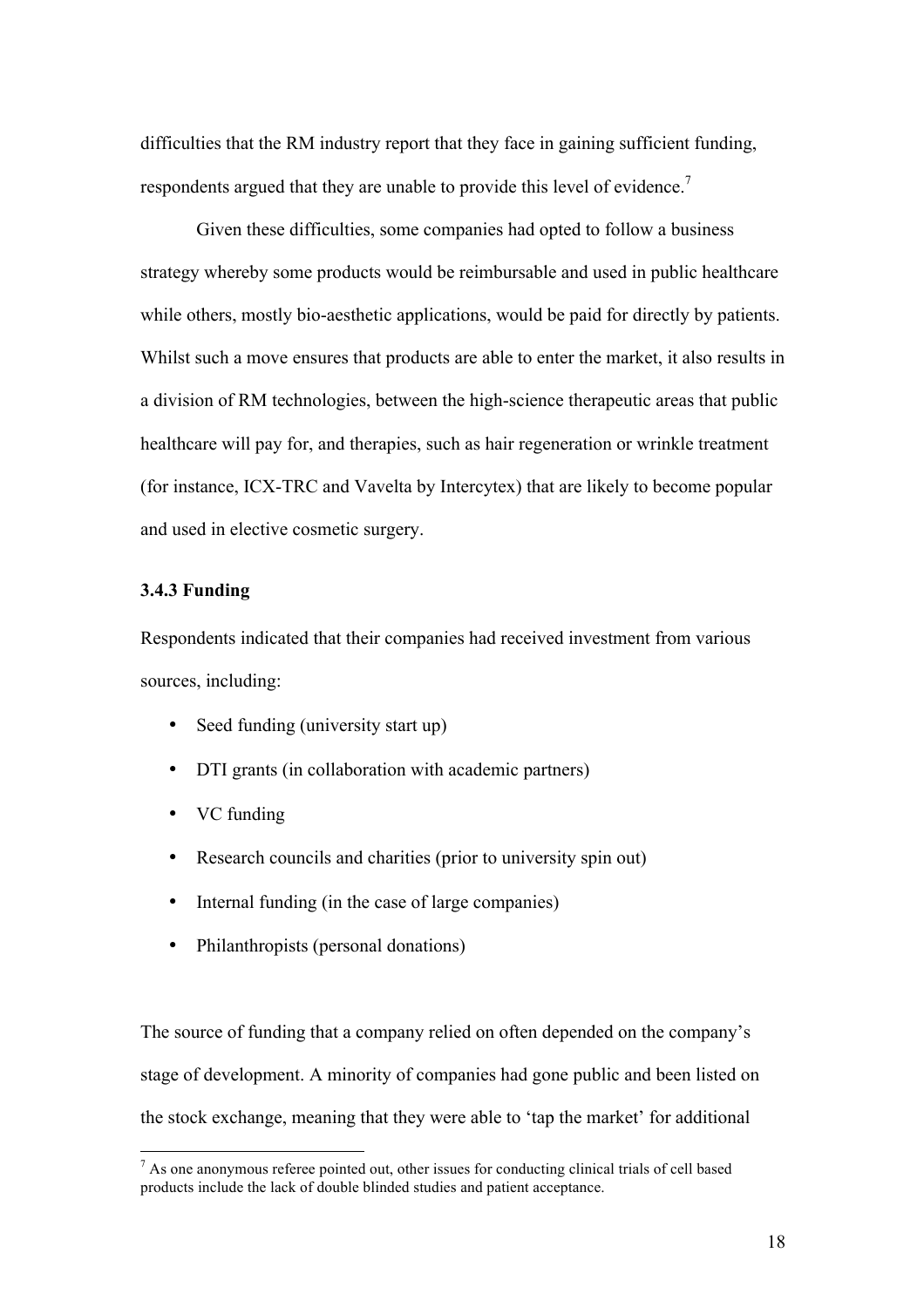difficulties that the RM industry report that they face in gaining sufficient funding, respondents argued that they are unable to provide this level of evidence.[7]

Given these difficulties, some companies had opted to follow a business strategy whereby some products would be reimbursable and used in public healthcare while others, mostly bio-aesthetic applications, would be paid for directly by patients. Whilst such a move ensures that products are able to enter the market, it also results in a division of RM technologies, between the high-science therapeutic areas that public healthcare will pay for, and therapies, such as hair regeneration or wrinkle treatment (for instance, ICX-TRC and Vavelta by Intercytex) that are likely to become popular and used in elective cosmetic surgery.

### 3.4.3 Funding

Respondents indicated that their companies had received investment from various sources, including:

- Seed funding (university start up)
- DTI grants (in collaboration with academic partners)
- VC funding
- Research councils and charities (prior to university spin out)
- Internal funding (in the case of large companies)
- Philanthropists (personal donations)

The source of funding that a company relied on often depended on the company's stage of development. A minority of companies had gone public and been listed on the stock exchange, meaning that they were able to 'tap the market' for additional

[7] As one anonymous referee pointed out, other issues for conducting clinical trials of cell based products include the lack of double blinded studies and patient acceptance.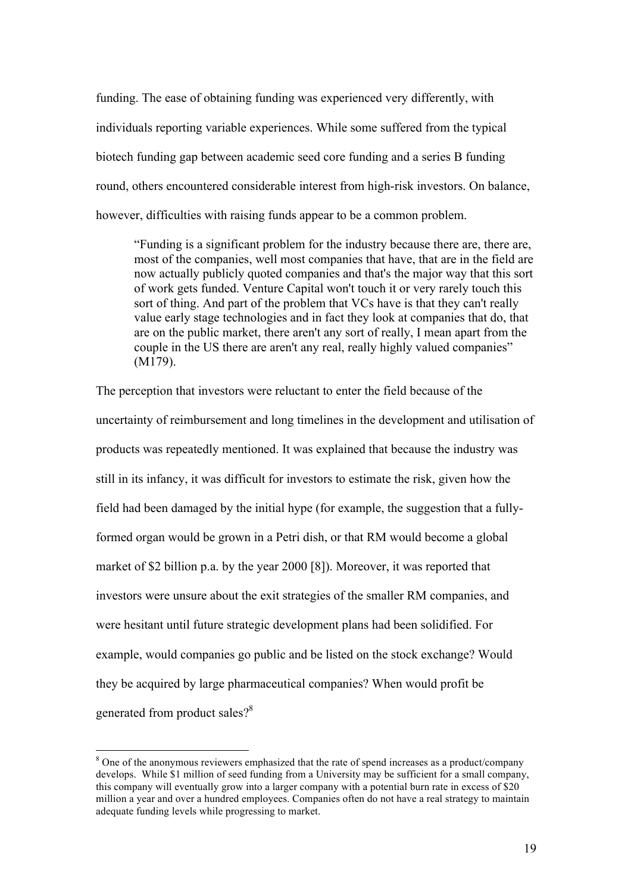funding. The ease of obtaining funding was experienced very differently, with individuals reporting variable experiences. While some suffered from the typical biotech funding gap between academic seed core funding and a series B funding round, others encountered considerable interest from high-risk investors. On balance, however, difficulties with raising funds appear to be a common problem.

> "Funding is a significant problem for the industry because there are, there are, most of the companies, well most companies that have, that are in the field are now actually publicly quoted companies and that's the major way that this sort of work gets funded. Venture Capital won't touch it or very rarely touch this sort of thing. And part of the problem that VCs have is that they can't really value early stage technologies and in fact they look at companies that do, that are on the public market, there aren't any sort of really, I mean apart from the couple in the US there are aren't any real, really highly valued companies" (M179).

The perception that investors were reluctant to enter the field because of the uncertainty of reimbursement and long timelines in the development and utilisation of products was repeatedly mentioned. It was explained that because the industry was still in its infancy, it was difficult for investors to estimate the risk, given how the field had been damaged by the initial hype (for example, the suggestion that a fully-formed organ would be grown in a Petri dish, or that RM would become a global market of $2 billion p.a. by the year 2000 [8]). Moreover, it was reported that investors were unsure about the exit strategies of the smaller RM companies, and were hesitant until future strategic development plans had been solidified. For example, would companies go public and be listed on the stock exchange? Would they be acquired by large pharmaceutical companies? When would profit be generated from product sales?[8]

[8] One of the anonymous reviewers emphasized that the rate of spend increases as a product/company develops. While $1 million of seed funding from a University may be sufficient for a small company, this company will eventually grow into a larger company with a potential burn rate in excess of $20 million a year and over a hundred employees. Companies often do not have a real strategy to maintain adequate funding levels while progressing to market.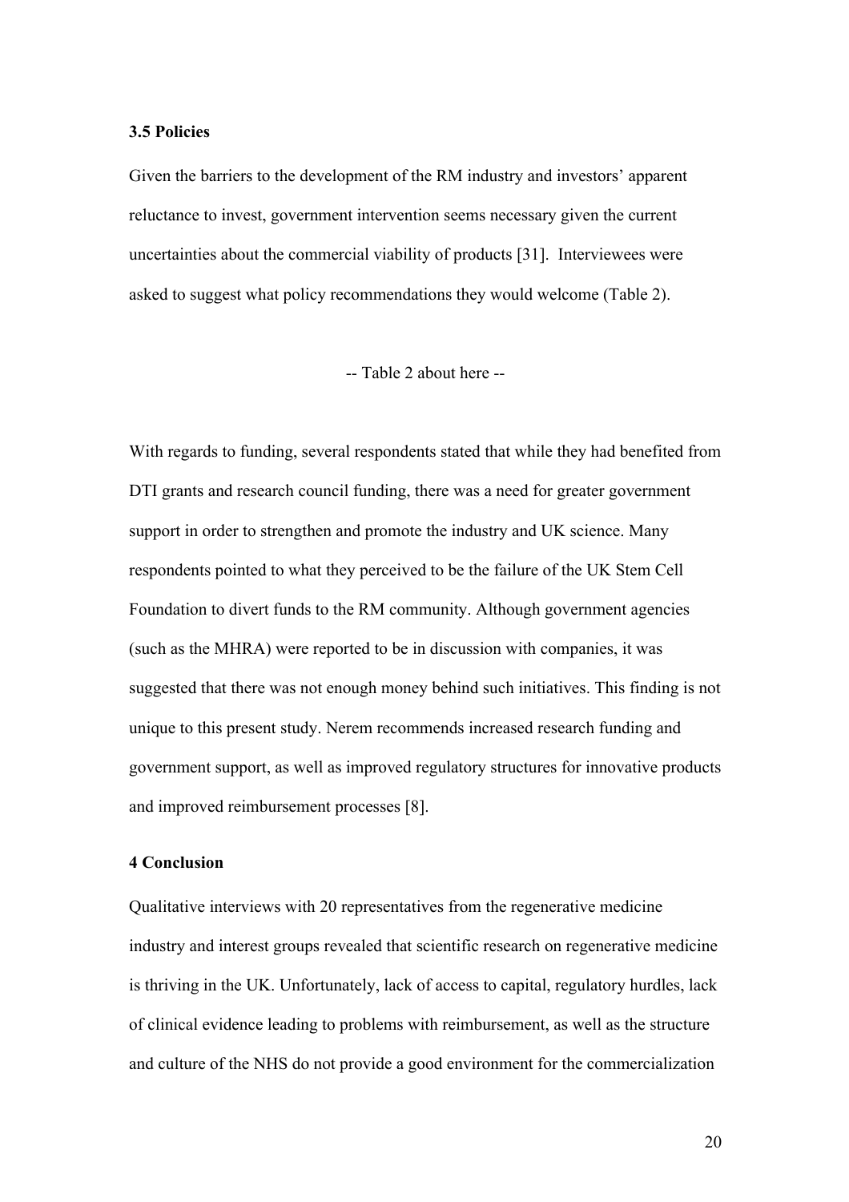### 3.5 Policies

Given the barriers to the development of the RM industry and investors' apparent reluctance to invest, government intervention seems necessary given the current uncertainties about the commercial viability of products [31]. Interviewees were asked to suggest what policy recommendations they would welcome (Table 2).

-- Table 2 about here --

With regards to funding, several respondents stated that while they had benefited from DTI grants and research council funding, there was a need for greater government support in order to strengthen and promote the industry and UK science. Many respondents pointed to what they perceived to be the failure of the UK Stem Cell Foundation to divert funds to the RM community. Although government agencies (such as the MHRA) were reported to be in discussion with companies, it was suggested that there was not enough money behind such initiatives. This finding is not unique to this present study. Nerem recommends increased research funding and government support, as well as improved regulatory structures for innovative products and improved reimbursement processes [8].

## 4 Conclusion

Qualitative interviews with 20 representatives from the regenerative medicine industry and interest groups revealed that scientific research on regenerative medicine is thriving in the UK. Unfortunately, lack of access to capital, regulatory hurdles, lack of clinical evidence leading to problems with reimbursement, as well as the structure and culture of the NHS do not provide a good environment for the commercialization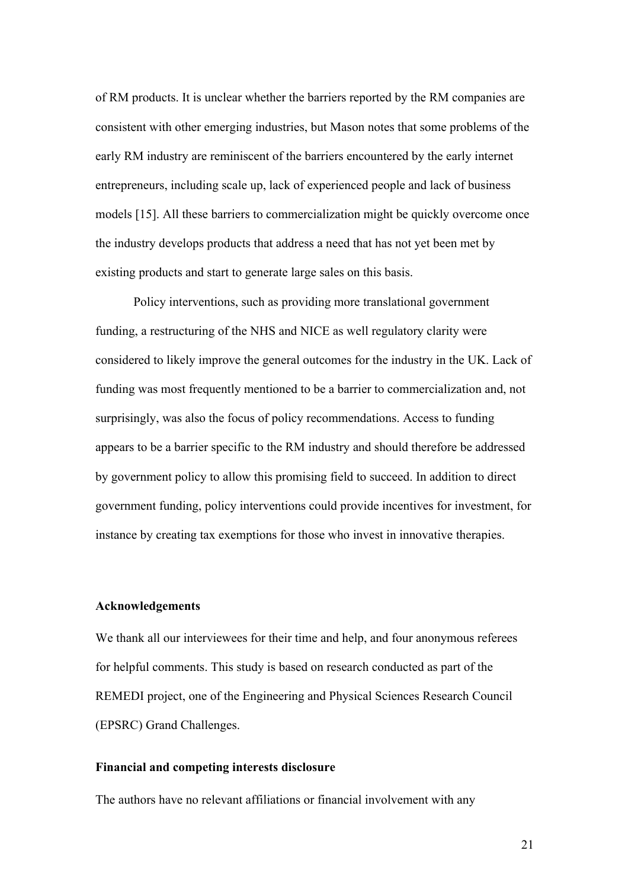of RM products. It is unclear whether the barriers reported by the RM companies are consistent with other emerging industries, but Mason notes that some problems of the early RM industry are reminiscent of the barriers encountered by the early internet entrepreneurs, including scale up, lack of experienced people and lack of business models [15]. All these barriers to commercialization might be quickly overcome once the industry develops products that address a need that has not yet been met by existing products and start to generate large sales on this basis.

Policy interventions, such as providing more translational government funding, a restructuring of the NHS and NICE as well regulatory clarity were considered to likely improve the general outcomes for the industry in the UK. Lack of funding was most frequently mentioned to be a barrier to commercialization and, not surprisingly, was also the focus of policy recommendations. Access to funding appears to be a barrier specific to the RM industry and should therefore be addressed by government policy to allow this promising field to succeed. In addition to direct government funding, policy interventions could provide incentives for investment, for instance by creating tax exemptions for those who invest in innovative therapies.

**Acknowledgements**

We thank all our interviewees for their time and help, and four anonymous referees for helpful comments. This study is based on research conducted as part of the REMEDI project, one of the Engineering and Physical Sciences Research Council (EPSRC) Grand Challenges.

**Financial and competing interests disclosure**

The authors have no relevant affiliations or financial involvement with any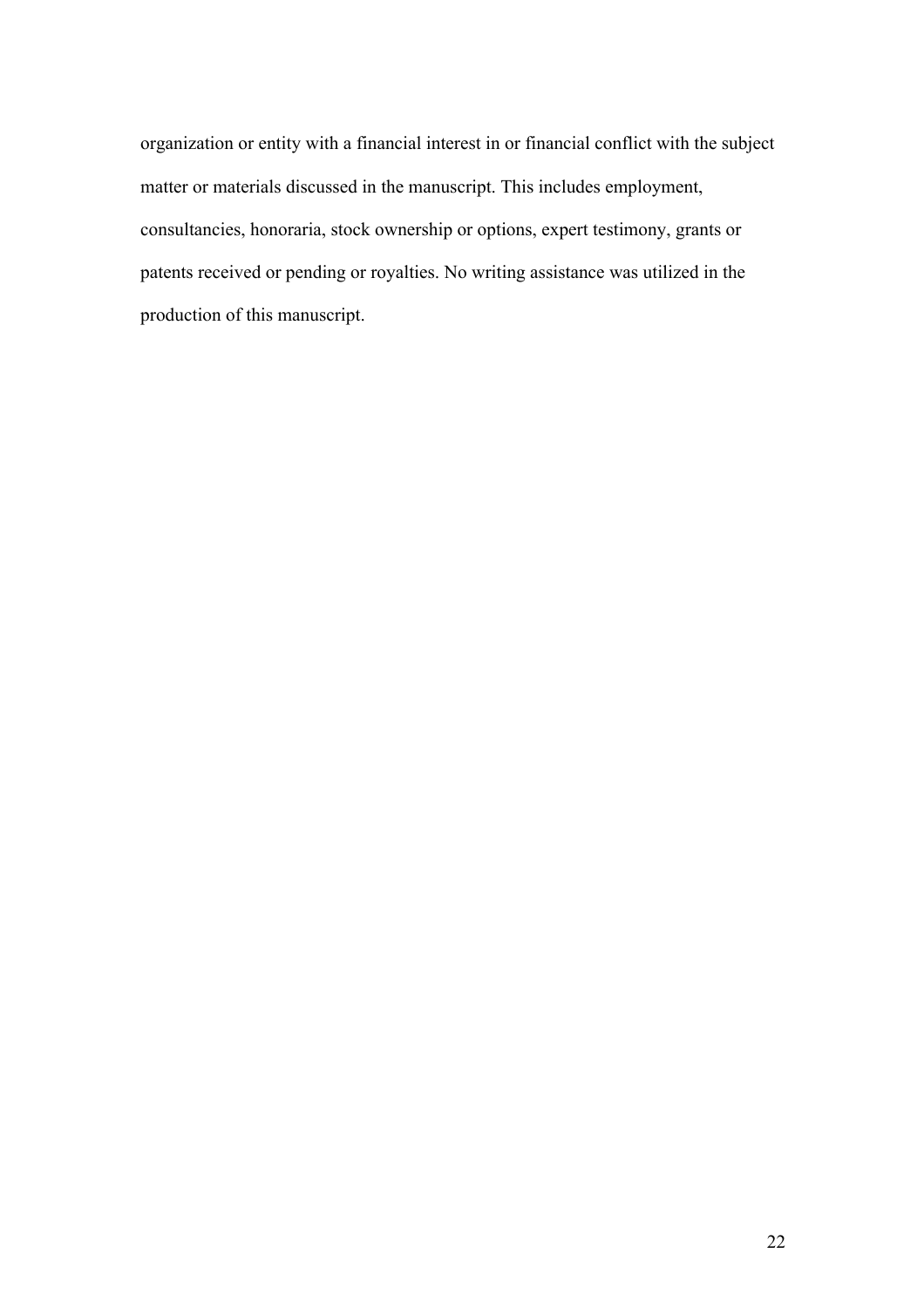organization or entity with a financial interest in or financial conflict with the subject matter or materials discussed in the manuscript. This includes employment, consultancies, honoraria, stock ownership or options, expert testimony, grants or patents received or pending or royalties. No writing assistance was utilized in the production of this manuscript.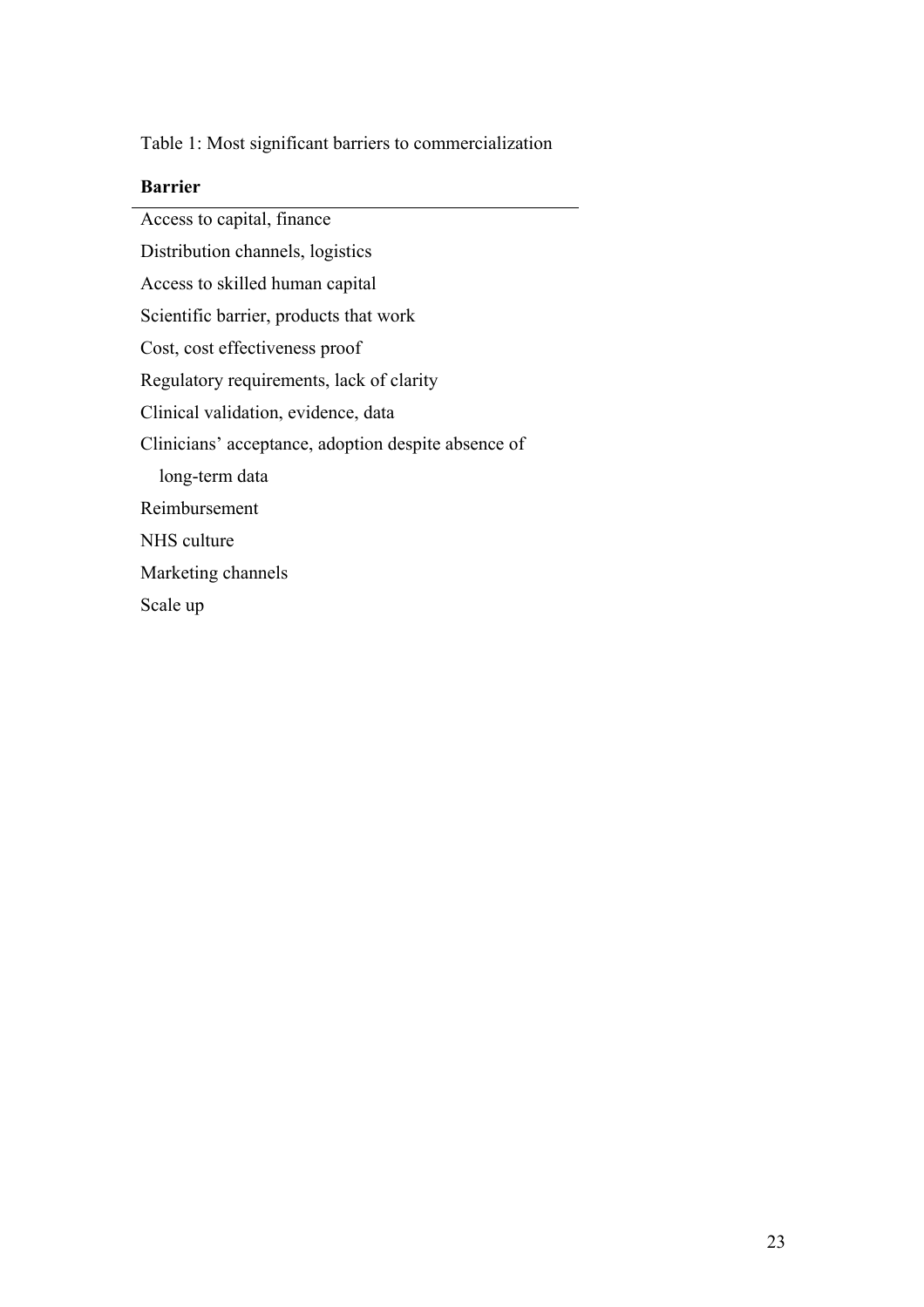Table 1: Most significant barriers to commercialization

| **Barrier** |
| --- |
| Access to capital, finance |
| Distribution channels, logistics |
| Access to skilled human capital |
| Scientific barrier, products that work |
| Cost, cost effectiveness proof |
| Regulatory requirements, lack of clarity |
| Clinical validation, evidence, data |
| Clinicians' acceptance, adoption despite absence of long-term data |
| Reimbursement |
| NHS culture |
| Marketing channels |
| Scale up |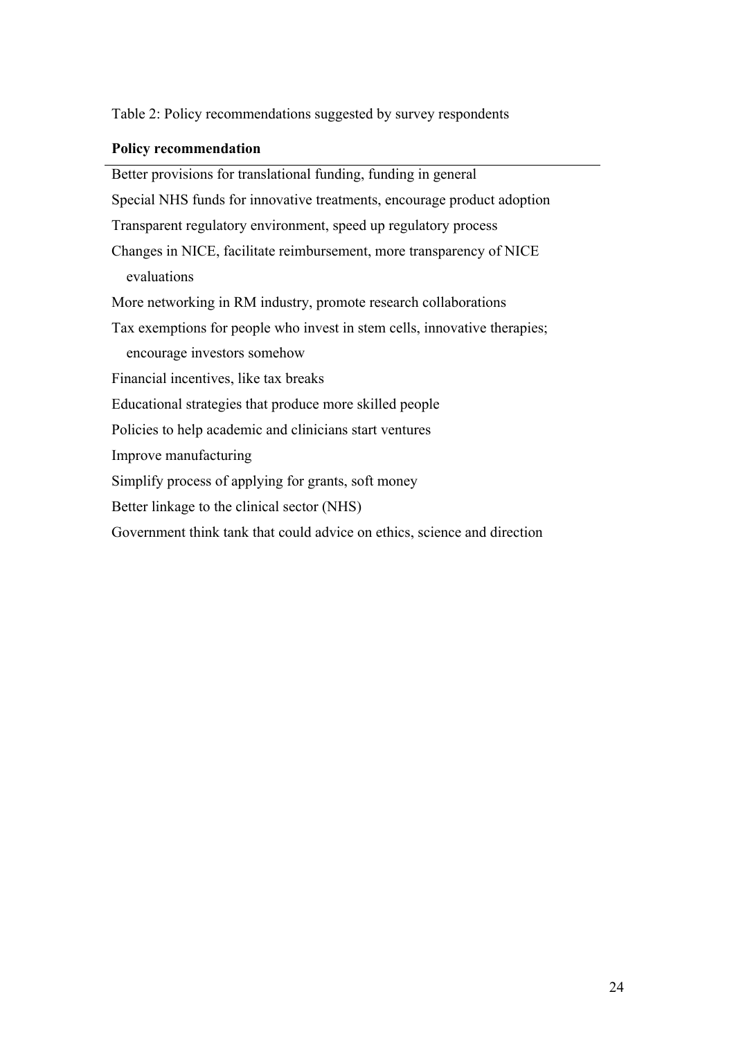Table 2: Policy recommendations suggested by survey respondents

| **Policy recommendation** |
| --- |
| Better provisions for translational funding, funding in general |
| Special NHS funds for innovative treatments, encourage product adoption |
| Transparent regulatory environment, speed up regulatory process |
| Changes in NICE, facilitate reimbursement, more transparency of NICE evaluations |
| More networking in RM industry, promote research collaborations |
| Tax exemptions for people who invest in stem cells, innovative therapies; encourage investors somehow |
| Financial incentives, like tax breaks |
| Educational strategies that produce more skilled people |
| Policies to help academic and clinicians start ventures |
| Improve manufacturing |
| Simplify process of applying for grants, soft money |
| Better linkage to the clinical sector (NHS) |
| Government think tank that could advice on ethics, science and direction |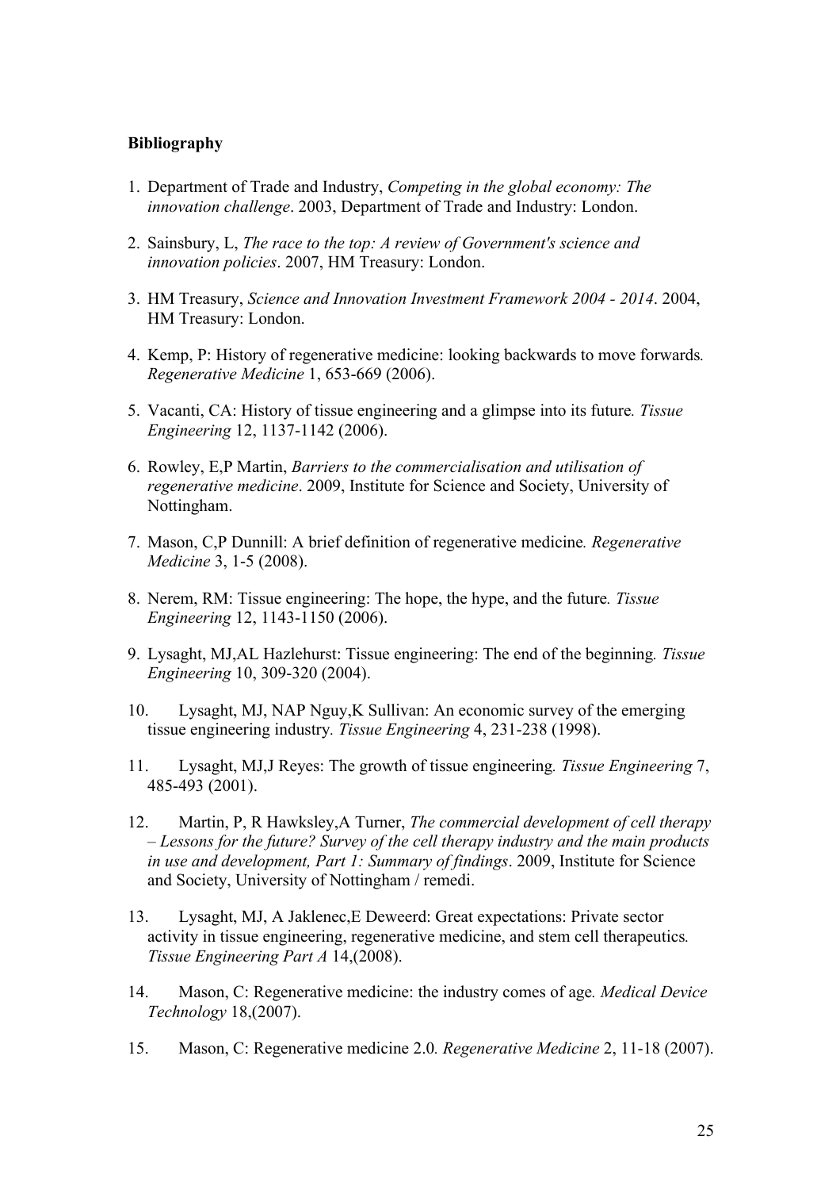**Bibliography**

1. Department of Trade and Industry, *Competing in the global economy: The innovation challenge*. 2003, Department of Trade and Industry: London.

2. Sainsbury, L, *The race to the top: A review of Government's science and innovation policies*. 2007, HM Treasury: London.

3. HM Treasury, *Science and Innovation Investment Framework 2004 - 2014*. 2004, HM Treasury: London.

4. Kemp, P: History of regenerative medicine: looking backwards to move forwards*. Regenerative Medicine* 1, 653-669 (2006).

5. Vacanti, CA: History of tissue engineering and a glimpse into its future*. Tissue Engineering* 12, 1137-1142 (2006).

6. Rowley, E,P Martin, *Barriers to the commercialisation and utilisation of regenerative medicine*. 2009, Institute for Science and Society, University of Nottingham.

7. Mason, C,P Dunnill: A brief definition of regenerative medicine*. Regenerative Medicine* 3, 1-5 (2008).

8. Nerem, RM: Tissue engineering: The hope, the hype, and the future*. Tissue Engineering* 12, 1143-1150 (2006).

9. Lysaght, MJ,AL Hazlehurst: Tissue engineering: The end of the beginning*. Tissue Engineering* 10, 309-320 (2004).

10. Lysaght, MJ, NAP Nguy,K Sullivan: An economic survey of the emerging tissue engineering industry*. Tissue Engineering* 4, 231-238 (1998).

11. Lysaght, MJ,J Reyes: The growth of tissue engineering*. Tissue Engineering* 7, 485-493 (2001).

12. Martin, P, R Hawksley,A Turner, *The commercial development of cell therapy – Lessons for the future? Survey of the cell therapy industry and the main products in use and development, Part 1: Summary of findings*. 2009, Institute for Science and Society, University of Nottingham / remedi.

13. Lysaght, MJ, A Jaklenec,E Deweerd: Great expectations: Private sector activity in tissue engineering, regenerative medicine, and stem cell therapeutics*. Tissue Engineering Part A* 14,(2008).

14. Mason, C: Regenerative medicine: the industry comes of age*. Medical Device Technology* 18,(2007).

15. Mason, C: Regenerative medicine 2.0*. Regenerative Medicine* 2, 11-18 (2007).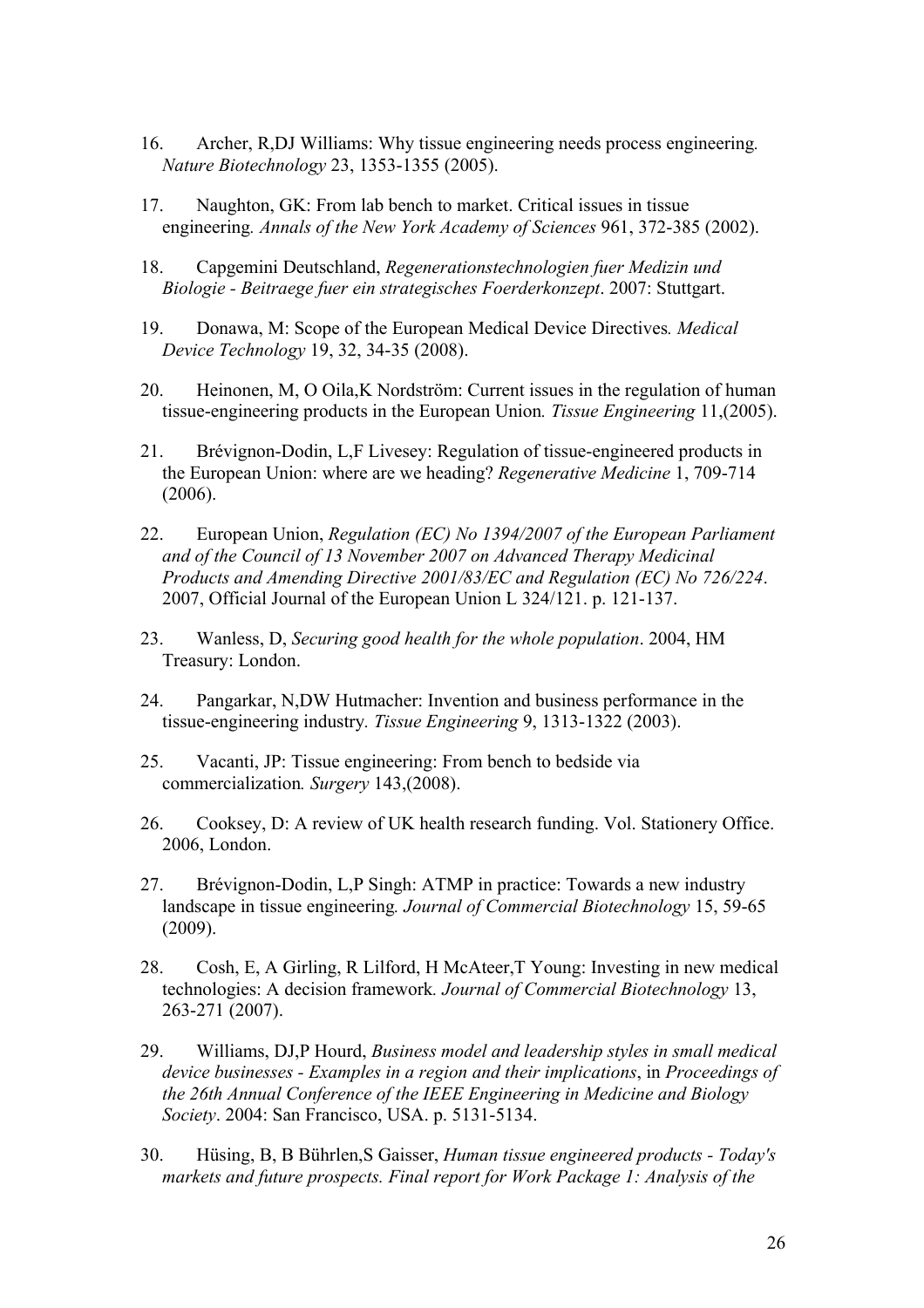16. Archer, R,DJ Williams: Why tissue engineering needs process engineering*. Nature Biotechnology* 23, 1353-1355 (2005).

17. Naughton, GK: From lab bench to market. Critical issues in tissue engineering*. Annals of the New York Academy of Sciences* 961, 372-385 (2002).

18. Capgemini Deutschland, *Regenerationstechnologien fuer Medizin und Biologie - Beitraege fuer ein strategisches Foerderkonzept*. 2007: Stuttgart.

19. Donawa, M: Scope of the European Medical Device Directives*. Medical Device Technology* 19, 32, 34-35 (2008).

20. Heinonen, M, O Oila,K Nordström: Current issues in the regulation of human tissue-engineering products in the European Union*. Tissue Engineering* 11,(2005).

21. Brévignon-Dodin, L,F Livesey: Regulation of tissue-engineered products in the European Union: where are we heading? *Regenerative Medicine* 1, 709-714 (2006).

22. European Union, *Regulation (EC) No 1394/2007 of the European Parliament and of the Council of 13 November 2007 on Advanced Therapy Medicinal Products and Amending Directive 2001/83/EC and Regulation (EC) No 726/224*. 2007, Official Journal of the European Union L 324/121. p. 121-137.

23. Wanless, D, *Securing good health for the whole population*. 2004, HM Treasury: London.

24. Pangarkar, N,DW Hutmacher: Invention and business performance in the tissue-engineering industry*. Tissue Engineering* 9, 1313-1322 (2003).

25. Vacanti, JP: Tissue engineering: From bench to bedside via commercialization*. Surgery* 143,(2008).

26. Cooksey, D: A review of UK health research funding. Vol. Stationery Office. 2006, London.

27. Brévignon-Dodin, L,P Singh: ATMP in practice: Towards a new industry landscape in tissue engineering*. Journal of Commercial Biotechnology* 15, 59-65 (2009).

28. Cosh, E, A Girling, R Lilford, H McAteer,T Young: Investing in new medical technologies: A decision framework*. Journal of Commercial Biotechnology* 13, 263-271 (2007).

29. Williams, DJ,P Hourd, *Business model and leadership styles in small medical device businesses - Examples in a region and their implications*, in *Proceedings of the 26th Annual Conference of the IEEE Engineering in Medicine and Biology Society*. 2004: San Francisco, USA. p. 5131-5134.

30. Hüsing, B, B Bührlen,S Gaisser, *Human tissue engineered products - Today's markets and future prospects. Final report for Work Package 1: Analysis of the*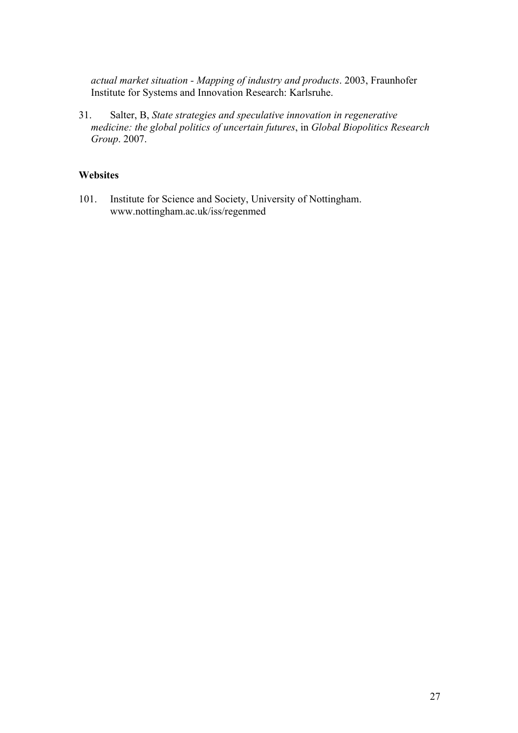*actual market situation - Mapping of industry and products*. 2003, Fraunhofer Institute for Systems and Innovation Research: Karlsruhe.

31. Salter, B, *State strategies and speculative innovation in regenerative medicine: the global politics of uncertain futures*, in *Global Biopolitics Research Group*. 2007.

**Websites**

101. Institute for Science and Society, University of Nottingham. www.nottingham.ac.uk/iss/regenmed